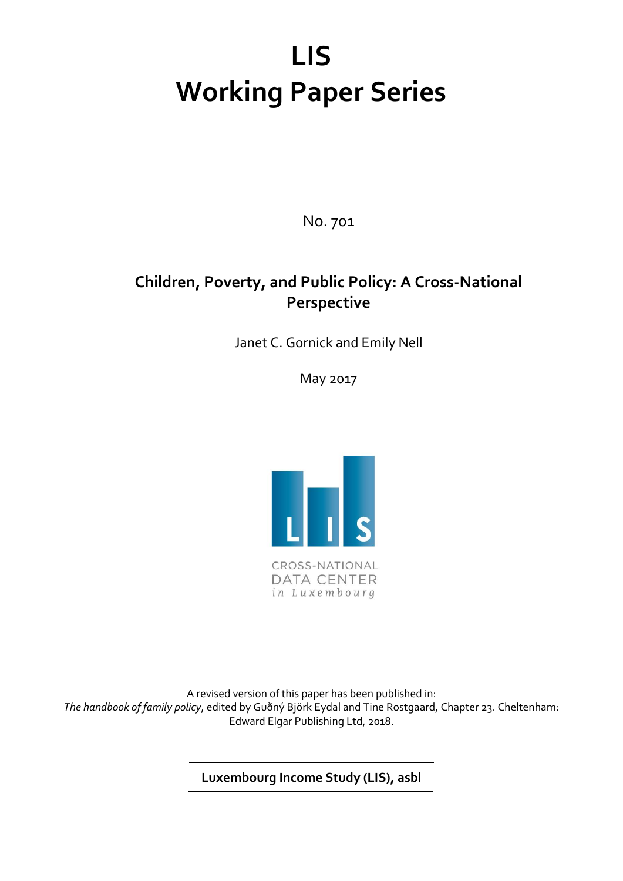# LIS
# Working Paper Series

No. 701

## Children, Poverty, and Public Policy: A Cross-National Perspective

Janet C. Gornick and Emily Nell

May 2017

CROSS-NATIONAL
DATA CENTER
in Luxembourg

A revised version of this paper has been published in:
*The handbook of family policy*, edited by Guðný Björk Eydal and Tine Rostgaard, Chapter 23. Cheltenham: Edward Elgar Publishing Ltd, 2018.

**Luxembourg Income Study (LIS), asbl**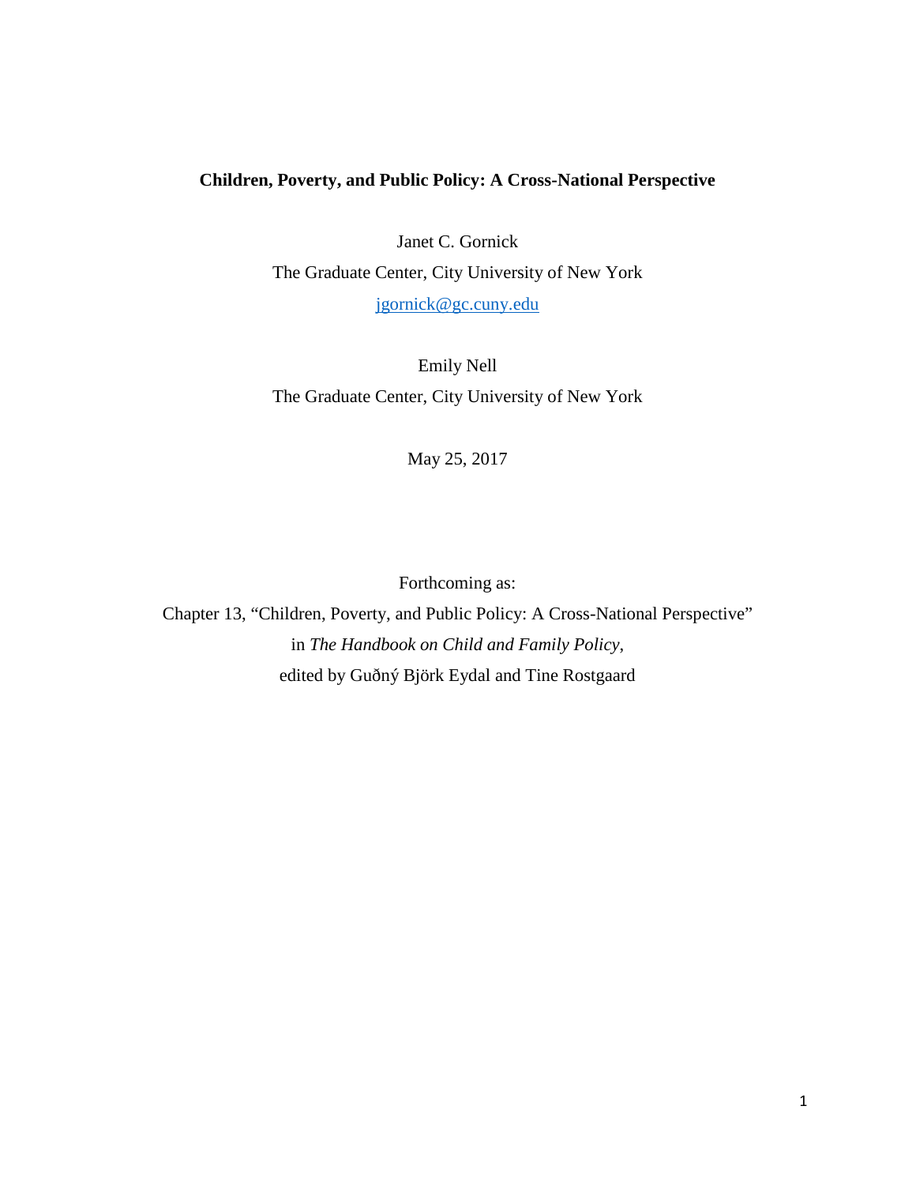**Children, Poverty, and Public Policy: A Cross-National Perspective**

Janet C. Gornick

The Graduate Center, City University of New York

jgornick@gc.cuny.edu

Emily Nell

The Graduate Center, City University of New York

May 25, 2017

Forthcoming as:

Chapter 13, “Children, Poverty, and Public Policy: A Cross-National Perspective”

in *The Handbook on Child and Family Policy*,

edited by Guðný Björk Eydal and Tine Rostgaard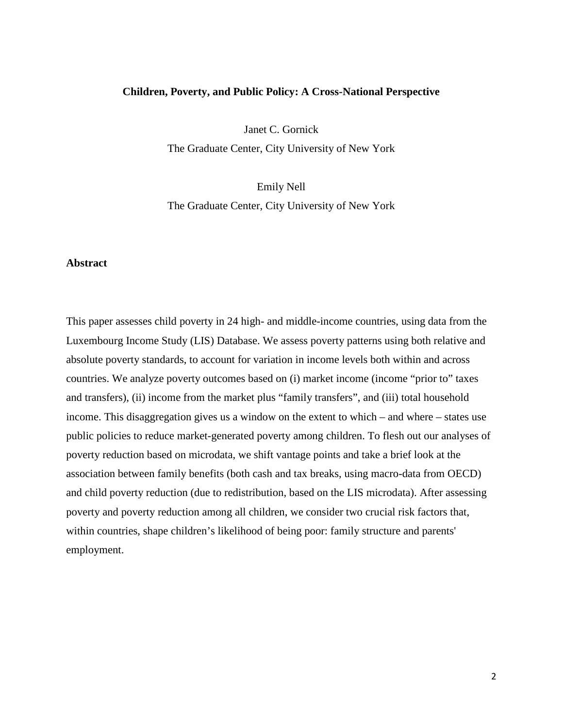# Children, Poverty, and Public Policy: A Cross-National Perspective

Janet C. Gornick
The Graduate Center, City University of New York

Emily Nell
The Graduate Center, City University of New York

## Abstract

This paper assesses child poverty in 24 high- and middle-income countries, using data from the Luxembourg Income Study (LIS) Database. We assess poverty patterns using both relative and absolute poverty standards, to account for variation in income levels both within and across countries. We analyze poverty outcomes based on (i) market income (income "prior to" taxes and transfers), (ii) income from the market plus "family transfers", and (iii) total household income. This disaggregation gives us a window on the extent to which – and where – states use public policies to reduce market-generated poverty among children. To flesh out our analyses of poverty reduction based on microdata, we shift vantage points and take a brief look at the association between family benefits (both cash and tax breaks, using macro-data from OECD) and child poverty reduction (due to redistribution, based on the LIS microdata). After assessing poverty and poverty reduction among all children, we consider two crucial risk factors that, within countries, shape children's likelihood of being poor: family structure and parents' employment.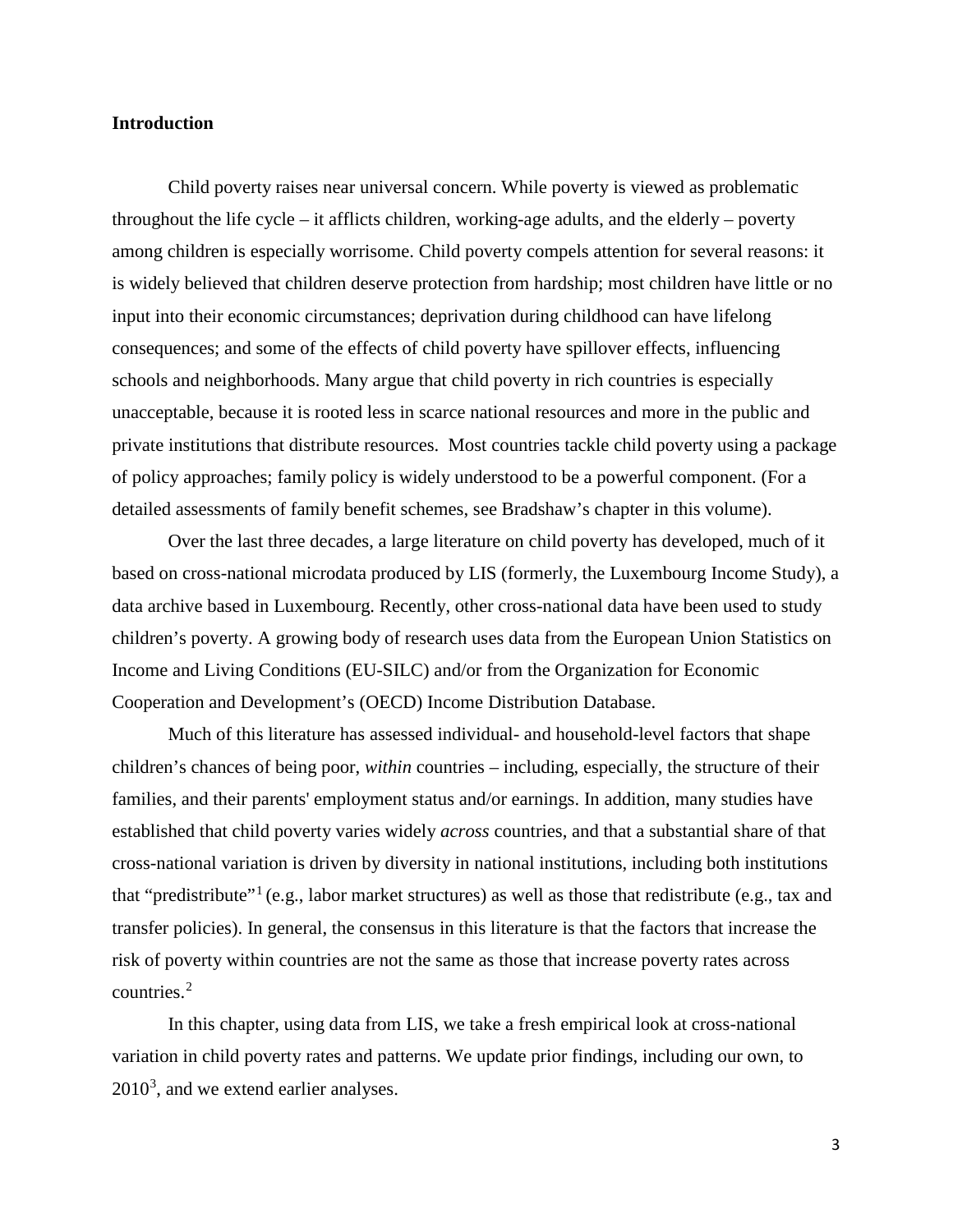**Introduction**

Child poverty raises near universal concern. While poverty is viewed as problematic throughout the life cycle – it afflicts children, working-age adults, and the elderly – poverty among children is especially worrisome. Child poverty compels attention for several reasons: it is widely believed that children deserve protection from hardship; most children have little or no input into their economic circumstances; deprivation during childhood can have lifelong consequences; and some of the effects of child poverty have spillover effects, influencing schools and neighborhoods. Many argue that child poverty in rich countries is especially unacceptable, because it is rooted less in scarce national resources and more in the public and private institutions that distribute resources. Most countries tackle child poverty using a package of policy approaches; family policy is widely understood to be a powerful component. (For a detailed assessments of family benefit schemes, see Bradshaw's chapter in this volume).

Over the last three decades, a large literature on child poverty has developed, much of it based on cross-national microdata produced by LIS (formerly, the Luxembourg Income Study), a data archive based in Luxembourg. Recently, other cross-national data have been used to study children's poverty. A growing body of research uses data from the European Union Statistics on Income and Living Conditions (EU-SILC) and/or from the Organization for Economic Cooperation and Development's (OECD) Income Distribution Database.

Much of this literature has assessed individual- and household-level factors that shape children's chances of being poor, *within* countries – including, especially, the structure of their families, and their parents' employment status and/or earnings. In addition, many studies have established that child poverty varies widely *across* countries, and that a substantial share of that cross-national variation is driven by diversity in national institutions, including both institutions that "predistribute"[1] (e.g., labor market structures) as well as those that redistribute (e.g., tax and transfer policies). In general, the consensus in this literature is that the factors that increase the risk of poverty within countries are not the same as those that increase poverty rates across countries.[2]

In this chapter, using data from LIS, we take a fresh empirical look at cross-national variation in child poverty rates and patterns. We update prior findings, including our own, to 2010[3], and we extend earlier analyses.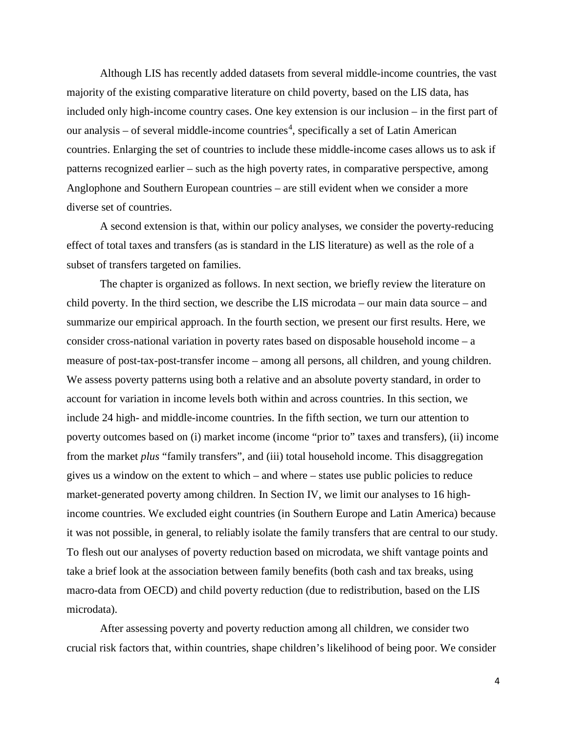Although LIS has recently added datasets from several middle-income countries, the vast majority of the existing comparative literature on child poverty, based on the LIS data, has included only high-income country cases. One key extension is our inclusion – in the first part of our analysis – of several middle-income countries[4], specifically a set of Latin American countries. Enlarging the set of countries to include these middle-income cases allows us to ask if patterns recognized earlier – such as the high poverty rates, in comparative perspective, among Anglophone and Southern European countries – are still evident when we consider a more diverse set of countries.

A second extension is that, within our policy analyses, we consider the poverty-reducing effect of total taxes and transfers (as is standard in the LIS literature) as well as the role of a subset of transfers targeted on families.

The chapter is organized as follows. In next section, we briefly review the literature on child poverty. In the third section, we describe the LIS microdata – our main data source – and summarize our empirical approach. In the fourth section, we present our first results. Here, we consider cross-national variation in poverty rates based on disposable household income – a measure of post-tax-post-transfer income – among all persons, all children, and young children. We assess poverty patterns using both a relative and an absolute poverty standard, in order to account for variation in income levels both within and across countries. In this section, we include 24 high- and middle-income countries. In the fifth section, we turn our attention to poverty outcomes based on (i) market income (income "prior to" taxes and transfers), (ii) income from the market *plus* "family transfers", and (iii) total household income. This disaggregation gives us a window on the extent to which – and where – states use public policies to reduce market-generated poverty among children. In Section IV, we limit our analyses to 16 high-income countries. We excluded eight countries (in Southern Europe and Latin America) because it was not possible, in general, to reliably isolate the family transfers that are central to our study. To flesh out our analyses of poverty reduction based on microdata, we shift vantage points and take a brief look at the association between family benefits (both cash and tax breaks, using macro-data from OECD) and child poverty reduction (due to redistribution, based on the LIS microdata).

After assessing poverty and poverty reduction among all children, we consider two crucial risk factors that, within countries, shape children's likelihood of being poor. We consider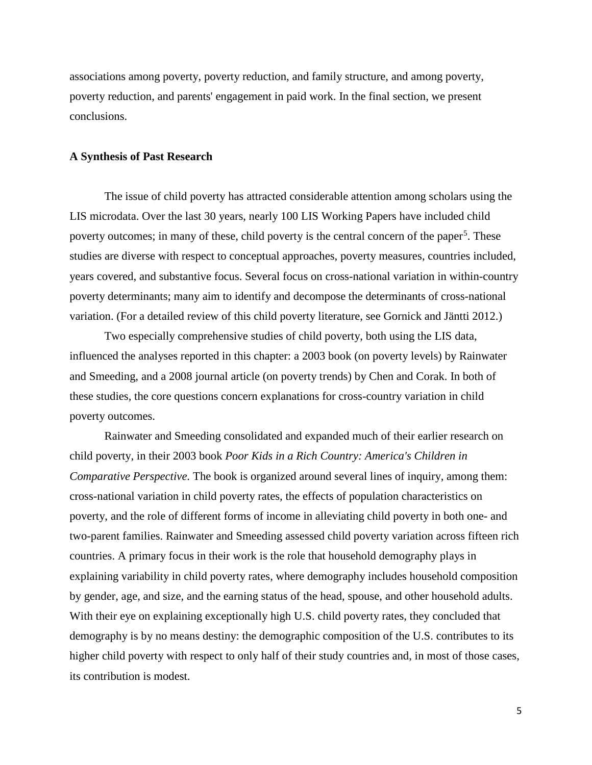associations among poverty, poverty reduction, and family structure, and among poverty, poverty reduction, and parents' engagement in paid work. In the final section, we present conclusions.

## A Synthesis of Past Research

The issue of child poverty has attracted considerable attention among scholars using the LIS microdata. Over the last 30 years, nearly 100 LIS Working Papers have included child poverty outcomes; in many of these, child poverty is the central concern of the paper[5]. These studies are diverse with respect to conceptual approaches, poverty measures, countries included, years covered, and substantive focus. Several focus on cross-national variation in within-country poverty determinants; many aim to identify and decompose the determinants of cross-national variation. (For a detailed review of this child poverty literature, see Gornick and Jäntti 2012.)

Two especially comprehensive studies of child poverty, both using the LIS data, influenced the analyses reported in this chapter: a 2003 book (on poverty levels) by Rainwater and Smeeding, and a 2008 journal article (on poverty trends) by Chen and Corak. In both of these studies, the core questions concern explanations for cross-country variation in child poverty outcomes.

Rainwater and Smeeding consolidated and expanded much of their earlier research on child poverty, in their 2003 book *Poor Kids in a Rich Country: America's Children in Comparative Perspective.* The book is organized around several lines of inquiry, among them: cross-national variation in child poverty rates, the effects of population characteristics on poverty, and the role of different forms of income in alleviating child poverty in both one- and two-parent families. Rainwater and Smeeding assessed child poverty variation across fifteen rich countries. A primary focus in their work is the role that household demography plays in explaining variability in child poverty rates, where demography includes household composition by gender, age, and size, and the earning status of the head, spouse, and other household adults. With their eye on explaining exceptionally high U.S. child poverty rates, they concluded that demography is by no means destiny: the demographic composition of the U.S. contributes to its higher child poverty with respect to only half of their study countries and, in most of those cases, its contribution is modest.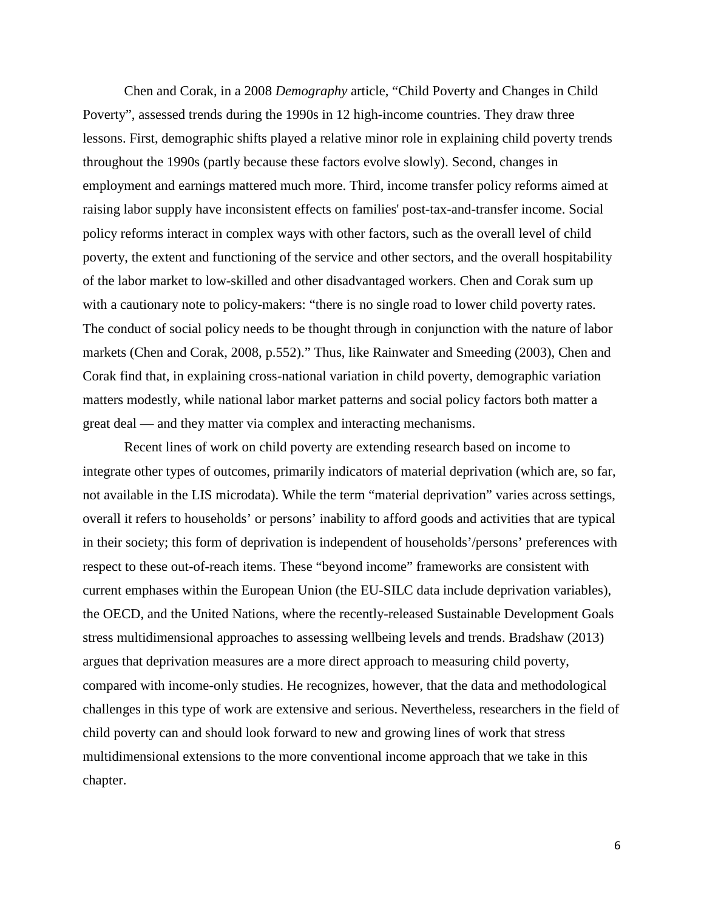Chen and Corak, in a 2008 *Demography* article, "Child Poverty and Changes in Child Poverty", assessed trends during the 1990s in 12 high-income countries. They draw three lessons. First, demographic shifts played a relative minor role in explaining child poverty trends throughout the 1990s (partly because these factors evolve slowly). Second, changes in employment and earnings mattered much more. Third, income transfer policy reforms aimed at raising labor supply have inconsistent effects on families' post-tax-and-transfer income. Social policy reforms interact in complex ways with other factors, such as the overall level of child poverty, the extent and functioning of the service and other sectors, and the overall hospitability of the labor market to low-skilled and other disadvantaged workers. Chen and Corak sum up with a cautionary note to policy-makers: "there is no single road to lower child poverty rates. The conduct of social policy needs to be thought through in conjunction with the nature of labor markets (Chen and Corak, 2008, p.552)." Thus, like Rainwater and Smeeding (2003), Chen and Corak find that, in explaining cross-national variation in child poverty, demographic variation matters modestly, while national labor market patterns and social policy factors both matter a great deal — and they matter via complex and interacting mechanisms.

Recent lines of work on child poverty are extending research based on income to integrate other types of outcomes, primarily indicators of material deprivation (which are, so far, not available in the LIS microdata). While the term "material deprivation" varies across settings, overall it refers to households' or persons' inability to afford goods and activities that are typical in their society; this form of deprivation is independent of households'/persons' preferences with respect to these out-of-reach items. These "beyond income" frameworks are consistent with current emphases within the European Union (the EU-SILC data include deprivation variables), the OECD, and the United Nations, where the recently-released Sustainable Development Goals stress multidimensional approaches to assessing wellbeing levels and trends. Bradshaw (2013) argues that deprivation measures are a more direct approach to measuring child poverty, compared with income-only studies. He recognizes, however, that the data and methodological challenges in this type of work are extensive and serious. Nevertheless, researchers in the field of child poverty can and should look forward to new and growing lines of work that stress multidimensional extensions to the more conventional income approach that we take in this chapter.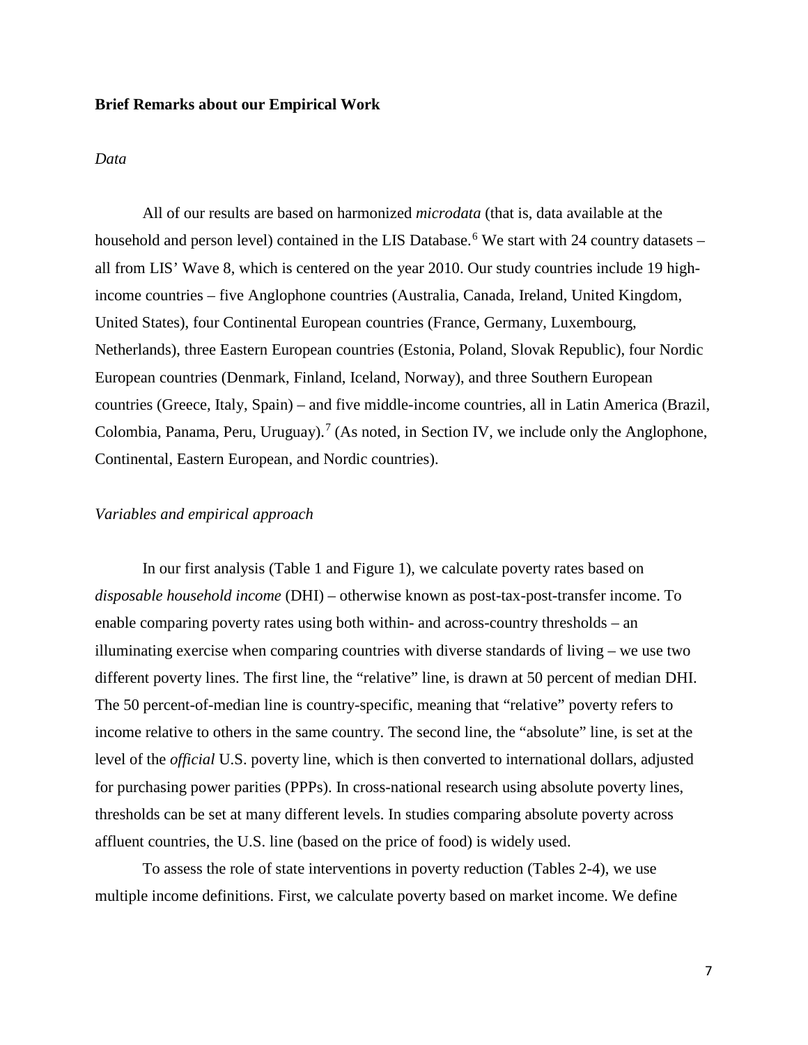**Brief Remarks about our Empirical Work**

*Data*

All of our results are based on harmonized *microdata* (that is, data available at the household and person level) contained in the LIS Database.[6] We start with 24 country datasets – all from LIS' Wave 8, which is centered on the year 2010. Our study countries include 19 high-income countries – five Anglophone countries (Australia, Canada, Ireland, United Kingdom, United States), four Continental European countries (France, Germany, Luxembourg, Netherlands), three Eastern European countries (Estonia, Poland, Slovak Republic), four Nordic European countries (Denmark, Finland, Iceland, Norway), and three Southern European countries (Greece, Italy, Spain) – and five middle-income countries, all in Latin America (Brazil, Colombia, Panama, Peru, Uruguay).[7] (As noted, in Section IV, we include only the Anglophone, Continental, Eastern European, and Nordic countries).

*Variables and empirical approach*

In our first analysis (Table 1 and Figure 1), we calculate poverty rates based on *disposable household income* (DHI) – otherwise known as post-tax-post-transfer income. To enable comparing poverty rates using both within- and across-country thresholds – an illuminating exercise when comparing countries with diverse standards of living – we use two different poverty lines. The first line, the "relative" line, is drawn at 50 percent of median DHI. The 50 percent-of-median line is country-specific, meaning that "relative" poverty refers to income relative to others in the same country. The second line, the "absolute" line, is set at the level of the *official* U.S. poverty line, which is then converted to international dollars, adjusted for purchasing power parities (PPPs). In cross-national research using absolute poverty lines, thresholds can be set at many different levels. In studies comparing absolute poverty across affluent countries, the U.S. line (based on the price of food) is widely used.

To assess the role of state interventions in poverty reduction (Tables 2-4), we use multiple income definitions. First, we calculate poverty based on market income. We define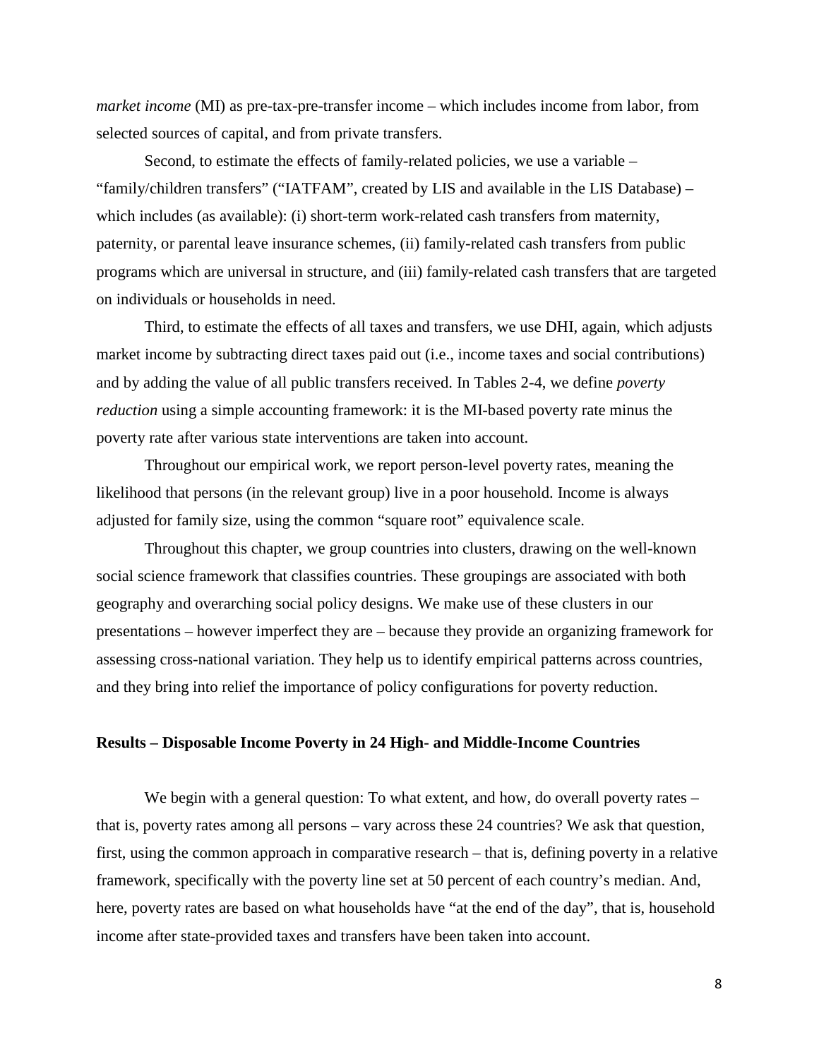*market income* (MI) as pre-tax-pre-transfer income – which includes income from labor, from selected sources of capital, and from private transfers.

Second, to estimate the effects of family-related policies, we use a variable – "family/children transfers" ("IATFAM", created by LIS and available in the LIS Database) – which includes (as available): (i) short-term work-related cash transfers from maternity, paternity, or parental leave insurance schemes, (ii) family-related cash transfers from public programs which are universal in structure, and (iii) family-related cash transfers that are targeted on individuals or households in need.

Third, to estimate the effects of all taxes and transfers, we use DHI, again, which adjusts market income by subtracting direct taxes paid out (i.e., income taxes and social contributions) and by adding the value of all public transfers received. In Tables 2-4, we define *poverty reduction* using a simple accounting framework: it is the MI-based poverty rate minus the poverty rate after various state interventions are taken into account.

Throughout our empirical work, we report person-level poverty rates, meaning the likelihood that persons (in the relevant group) live in a poor household. Income is always adjusted for family size, using the common "square root" equivalence scale.

Throughout this chapter, we group countries into clusters, drawing on the well-known social science framework that classifies countries. These groupings are associated with both geography and overarching social policy designs. We make use of these clusters in our presentations – however imperfect they are – because they provide an organizing framework for assessing cross-national variation. They help us to identify empirical patterns across countries, and they bring into relief the importance of policy configurations for poverty reduction.

## Results – Disposable Income Poverty in 24 High- and Middle-Income Countries

We begin with a general question: To what extent, and how, do overall poverty rates – that is, poverty rates among all persons – vary across these 24 countries? We ask that question, first, using the common approach in comparative research – that is, defining poverty in a relative framework, specifically with the poverty line set at 50 percent of each country's median. And, here, poverty rates are based on what households have "at the end of the day", that is, household income after state-provided taxes and transfers have been taken into account.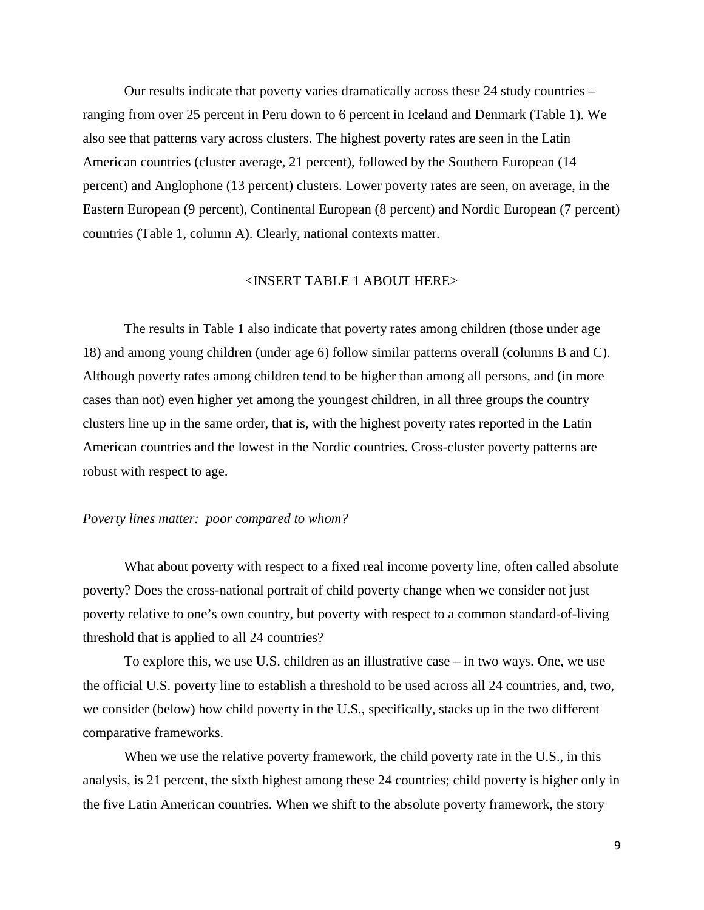Our results indicate that poverty varies dramatically across these 24 study countries – ranging from over 25 percent in Peru down to 6 percent in Iceland and Denmark (Table 1). We also see that patterns vary across clusters. The highest poverty rates are seen in the Latin American countries (cluster average, 21 percent), followed by the Southern European (14 percent) and Anglophone (13 percent) clusters. Lower poverty rates are seen, on average, in the Eastern European (9 percent), Continental European (8 percent) and Nordic European (7 percent) countries (Table 1, column A). Clearly, national contexts matter.

<INSERT TABLE 1 ABOUT HERE>

The results in Table 1 also indicate that poverty rates among children (those under age 18) and among young children (under age 6) follow similar patterns overall (columns B and C). Although poverty rates among children tend to be higher than among all persons, and (in more cases than not) even higher yet among the youngest children, in all three groups the country clusters line up in the same order, that is, with the highest poverty rates reported in the Latin American countries and the lowest in the Nordic countries. Cross-cluster poverty patterns are robust with respect to age.

*Poverty lines matter: poor compared to whom?*

What about poverty with respect to a fixed real income poverty line, often called absolute poverty? Does the cross-national portrait of child poverty change when we consider not just poverty relative to one's own country, but poverty with respect to a common standard-of-living threshold that is applied to all 24 countries?

To explore this, we use U.S. children as an illustrative case – in two ways. One, we use the official U.S. poverty line to establish a threshold to be used across all 24 countries, and, two, we consider (below) how child poverty in the U.S., specifically, stacks up in the two different comparative frameworks.

When we use the relative poverty framework, the child poverty rate in the U.S., in this analysis, is 21 percent, the sixth highest among these 24 countries; child poverty is higher only in the five Latin American countries. When we shift to the absolute poverty framework, the story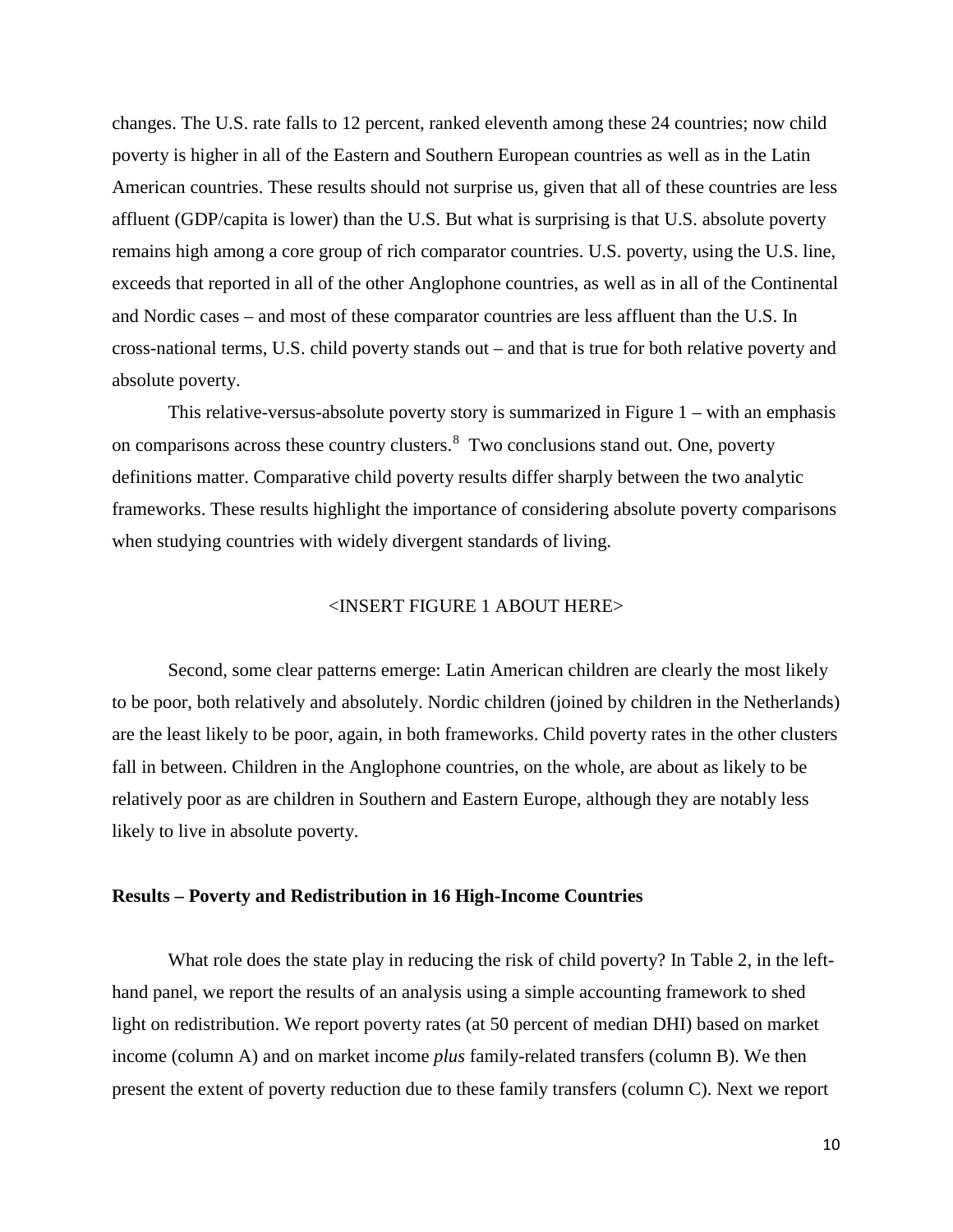changes. The U.S. rate falls to 12 percent, ranked eleventh among these 24 countries; now child poverty is higher in all of the Eastern and Southern European countries as well as in the Latin American countries. These results should not surprise us, given that all of these countries are less affluent (GDP/capita is lower) than the U.S. But what is surprising is that U.S. absolute poverty remains high among a core group of rich comparator countries. U.S. poverty, using the U.S. line, exceeds that reported in all of the other Anglophone countries, as well as in all of the Continental and Nordic cases – and most of these comparator countries are less affluent than the U.S. In cross-national terms, U.S. child poverty stands out – and that is true for both relative poverty and absolute poverty.

This relative-versus-absolute poverty story is summarized in Figure 1 – with an emphasis on comparisons across these country clusters.[8] Two conclusions stand out. One, poverty definitions matter. Comparative child poverty results differ sharply between the two analytic frameworks. These results highlight the importance of considering absolute poverty comparisons when studying countries with widely divergent standards of living.

<INSERT FIGURE 1 ABOUT HERE>

Second, some clear patterns emerge: Latin American children are clearly the most likely to be poor, both relatively and absolutely. Nordic children (joined by children in the Netherlands) are the least likely to be poor, again, in both frameworks. Child poverty rates in the other clusters fall in between. Children in the Anglophone countries, on the whole, are about as likely to be relatively poor as are children in Southern and Eastern Europe, although they are notably less likely to live in absolute poverty.

**Results – Poverty and Redistribution in 16 High-Income Countries**

What role does the state play in reducing the risk of child poverty? In Table 2, in the left-hand panel, we report the results of an analysis using a simple accounting framework to shed light on redistribution. We report poverty rates (at 50 percent of median DHI) based on market income (column A) and on market income *plus* family-related transfers (column B). We then present the extent of poverty reduction due to these family transfers (column C). Next we report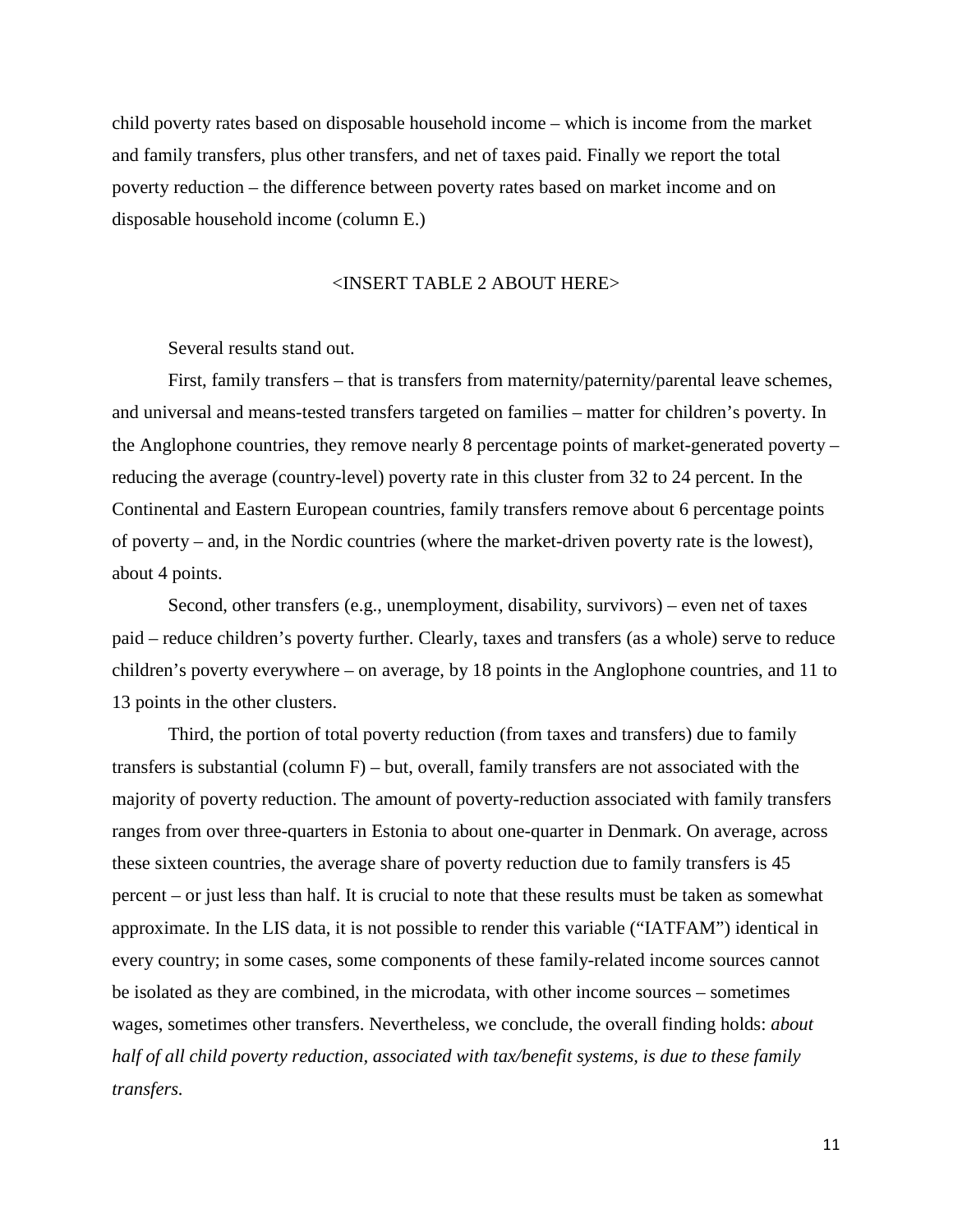child poverty rates based on disposable household income – which is income from the market and family transfers, plus other transfers, and net of taxes paid. Finally we report the total poverty reduction – the difference between poverty rates based on market income and on disposable household income (column E.)

<INSERT TABLE 2 ABOUT HERE>

Several results stand out.

First, family transfers – that is transfers from maternity/paternity/parental leave schemes, and universal and means-tested transfers targeted on families – matter for children's poverty. In the Anglophone countries, they remove nearly 8 percentage points of market-generated poverty – reducing the average (country-level) poverty rate in this cluster from 32 to 24 percent. In the Continental and Eastern European countries, family transfers remove about 6 percentage points of poverty – and, in the Nordic countries (where the market-driven poverty rate is the lowest), about 4 points.

Second, other transfers (e.g., unemployment, disability, survivors) – even net of taxes paid – reduce children's poverty further. Clearly, taxes and transfers (as a whole) serve to reduce children's poverty everywhere – on average, by 18 points in the Anglophone countries, and 11 to 13 points in the other clusters.

Third, the portion of total poverty reduction (from taxes and transfers) due to family transfers is substantial (column F) – but, overall, family transfers are not associated with the majority of poverty reduction. The amount of poverty-reduction associated with family transfers ranges from over three-quarters in Estonia to about one-quarter in Denmark. On average, across these sixteen countries, the average share of poverty reduction due to family transfers is 45 percent – or just less than half. It is crucial to note that these results must be taken as somewhat approximate. In the LIS data, it is not possible to render this variable ("IATFAM") identical in every country; in some cases, some components of these family-related income sources cannot be isolated as they are combined, in the microdata, with other income sources – sometimes wages, sometimes other transfers. Nevertheless, we conclude, the overall finding holds: *about half of all child poverty reduction, associated with tax/benefit systems, is due to these family transfers.*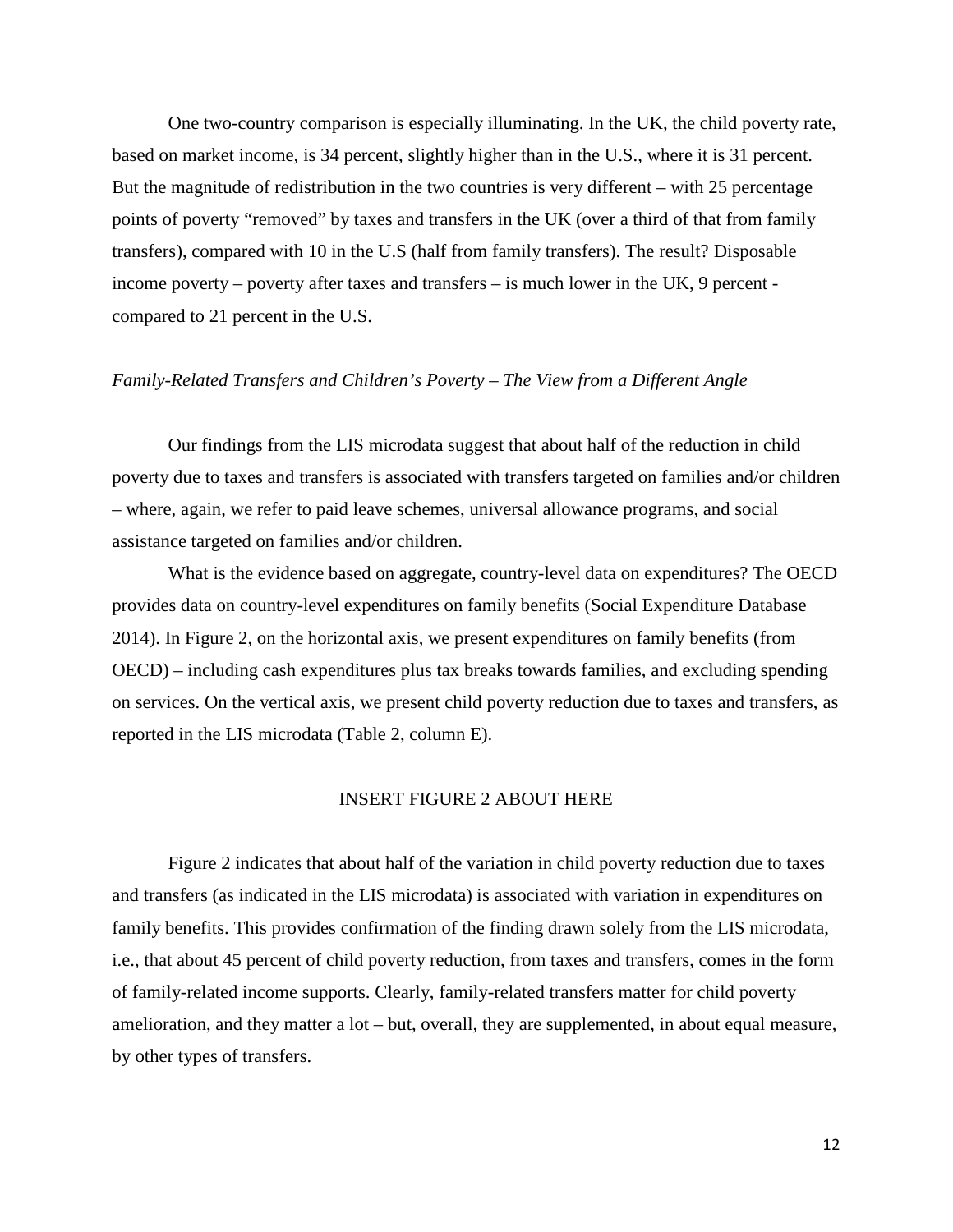One two-country comparison is especially illuminating. In the UK, the child poverty rate, based on market income, is 34 percent, slightly higher than in the U.S., where it is 31 percent. But the magnitude of redistribution in the two countries is very different – with 25 percentage points of poverty "removed" by taxes and transfers in the UK (over a third of that from family transfers), compared with 10 in the U.S (half from family transfers). The result? Disposable income poverty – poverty after taxes and transfers – is much lower in the UK, 9 percent - compared to 21 percent in the U.S.

*Family-Related Transfers and Children's Poverty – The View from a Different Angle*

Our findings from the LIS microdata suggest that about half of the reduction in child poverty due to taxes and transfers is associated with transfers targeted on families and/or children – where, again, we refer to paid leave schemes, universal allowance programs, and social assistance targeted on families and/or children.

What is the evidence based on aggregate, country-level data on expenditures? The OECD provides data on country-level expenditures on family benefits (Social Expenditure Database 2014). In Figure 2, on the horizontal axis, we present expenditures on family benefits (from OECD) – including cash expenditures plus tax breaks towards families, and excluding spending on services. On the vertical axis, we present child poverty reduction due to taxes and transfers, as reported in the LIS microdata (Table 2, column E).

INSERT FIGURE 2 ABOUT HERE

Figure 2 indicates that about half of the variation in child poverty reduction due to taxes and transfers (as indicated in the LIS microdata) is associated with variation in expenditures on family benefits. This provides confirmation of the finding drawn solely from the LIS microdata, i.e., that about 45 percent of child poverty reduction, from taxes and transfers, comes in the form of family-related income supports. Clearly, family-related transfers matter for child poverty amelioration, and they matter a lot – but, overall, they are supplemented, in about equal measure, by other types of transfers.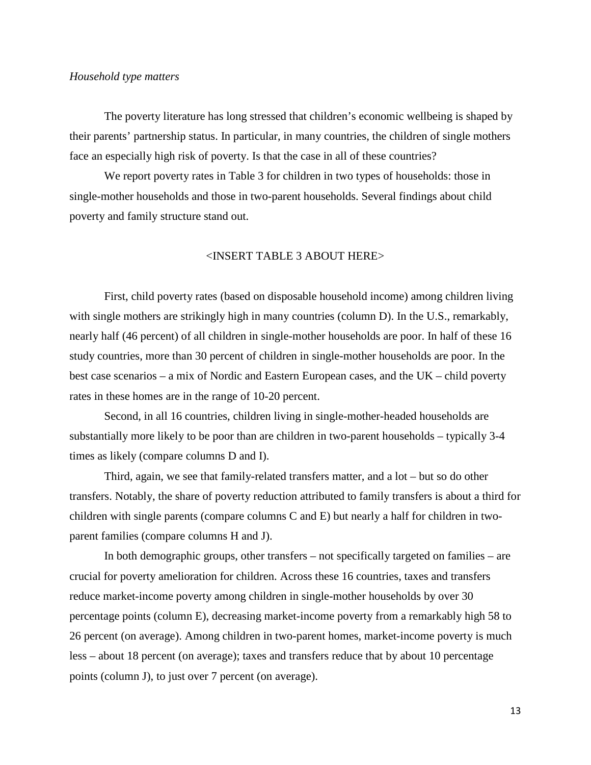*Household type matters*

The poverty literature has long stressed that children's economic wellbeing is shaped by their parents' partnership status. In particular, in many countries, the children of single mothers face an especially high risk of poverty. Is that the case in all of these countries?

We report poverty rates in Table 3 for children in two types of households: those in single-mother households and those in two-parent households. Several findings about child poverty and family structure stand out.

<INSERT TABLE 3 ABOUT HERE>

First, child poverty rates (based on disposable household income) among children living with single mothers are strikingly high in many countries (column D). In the U.S., remarkably, nearly half (46 percent) of all children in single-mother households are poor. In half of these 16 study countries, more than 30 percent of children in single-mother households are poor. In the best case scenarios – a mix of Nordic and Eastern European cases, and the UK – child poverty rates in these homes are in the range of 10-20 percent.

Second, in all 16 countries, children living in single-mother-headed households are substantially more likely to be poor than are children in two-parent households – typically 3-4 times as likely (compare columns D and I).

Third, again, we see that family-related transfers matter, and a lot – but so do other transfers. Notably, the share of poverty reduction attributed to family transfers is about a third for children with single parents (compare columns C and E) but nearly a half for children in two-parent families (compare columns H and J).

In both demographic groups, other transfers – not specifically targeted on families – are crucial for poverty amelioration for children. Across these 16 countries, taxes and transfers reduce market-income poverty among children in single-mother households by over 30 percentage points (column E), decreasing market-income poverty from a remarkably high 58 to 26 percent (on average). Among children in two-parent homes, market-income poverty is much less – about 18 percent (on average); taxes and transfers reduce that by about 10 percentage points (column J), to just over 7 percent (on average).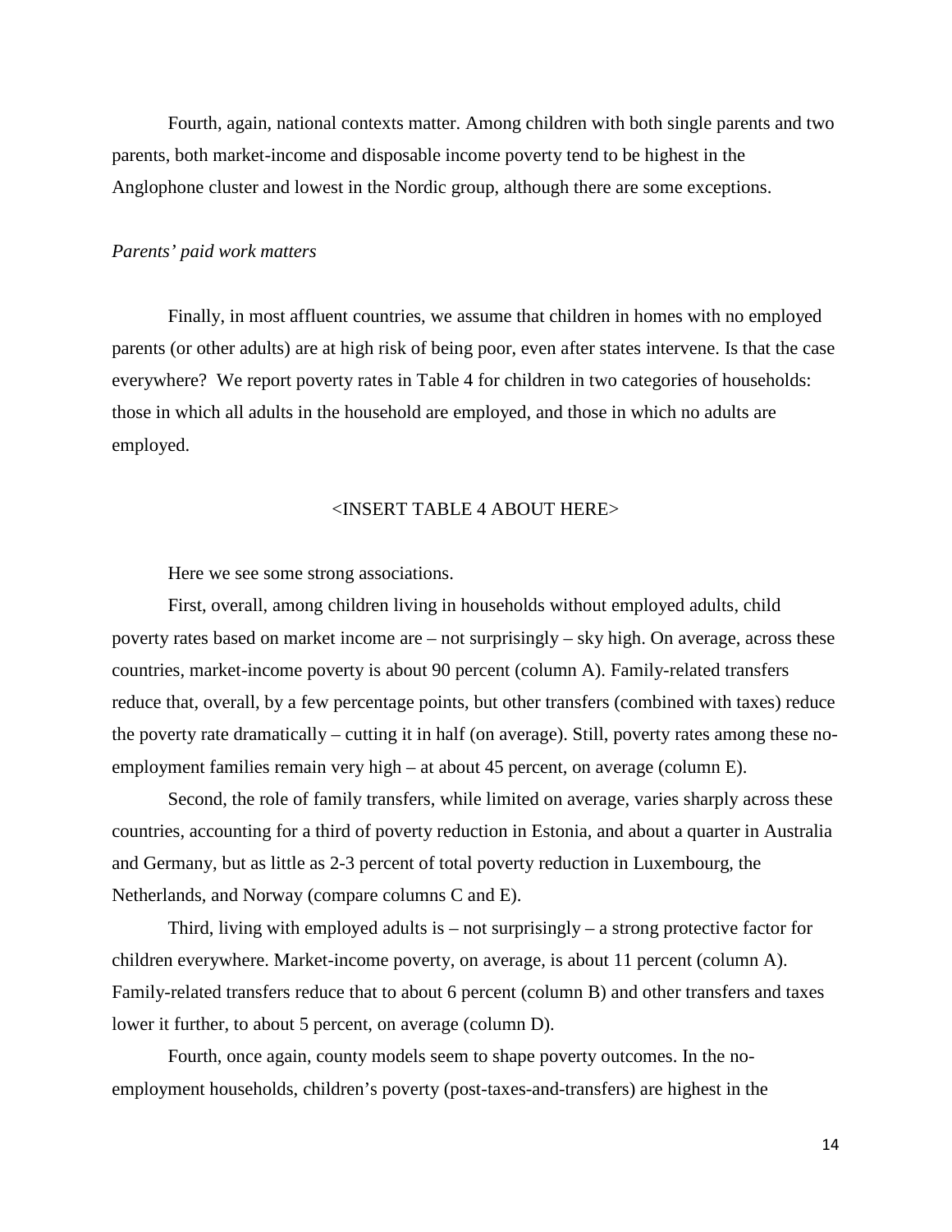Fourth, again, national contexts matter. Among children with both single parents and two parents, both market-income and disposable income poverty tend to be highest in the Anglophone cluster and lowest in the Nordic group, although there are some exceptions.

*Parents' paid work matters*

Finally, in most affluent countries, we assume that children in homes with no employed parents (or other adults) are at high risk of being poor, even after states intervene. Is that the case everywhere? We report poverty rates in Table 4 for children in two categories of households: those in which all adults in the household are employed, and those in which no adults are employed.

<INSERT TABLE 4 ABOUT HERE>

Here we see some strong associations.

First, overall, among children living in households without employed adults, child poverty rates based on market income are – not surprisingly – sky high. On average, across these countries, market-income poverty is about 90 percent (column A). Family-related transfers reduce that, overall, by a few percentage points, but other transfers (combined with taxes) reduce the poverty rate dramatically – cutting it in half (on average). Still, poverty rates among these no-employment families remain very high – at about 45 percent, on average (column E).

Second, the role of family transfers, while limited on average, varies sharply across these countries, accounting for a third of poverty reduction in Estonia, and about a quarter in Australia and Germany, but as little as 2-3 percent of total poverty reduction in Luxembourg, the Netherlands, and Norway (compare columns C and E).

Third, living with employed adults is – not surprisingly – a strong protective factor for children everywhere. Market-income poverty, on average, is about 11 percent (column A). Family-related transfers reduce that to about 6 percent (column B) and other transfers and taxes lower it further, to about 5 percent, on average (column D).

Fourth, once again, county models seem to shape poverty outcomes. In the no-employment households, children's poverty (post-taxes-and-transfers) are highest in the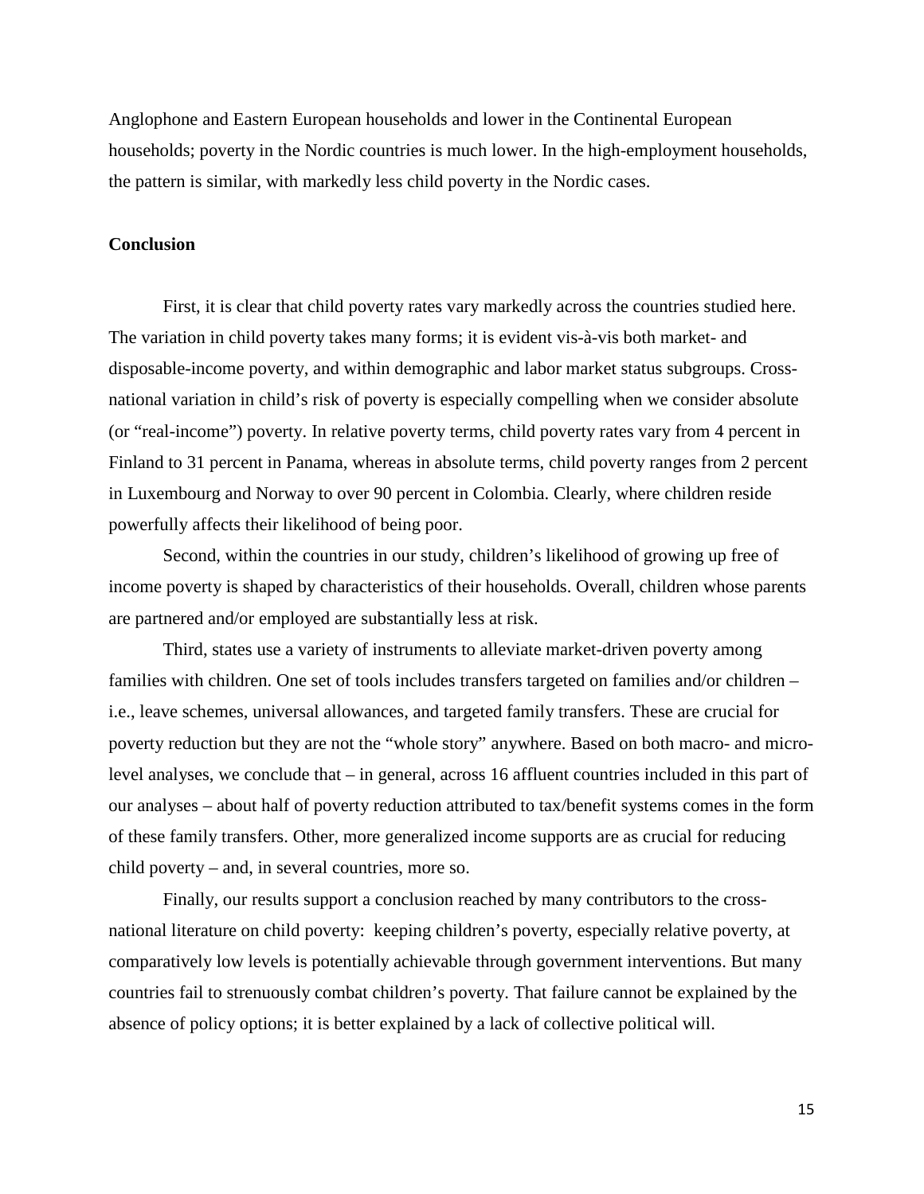Anglophone and Eastern European households and lower in the Continental European households; poverty in the Nordic countries is much lower. In the high-employment households, the pattern is similar, with markedly less child poverty in the Nordic cases.

## Conclusion

First, it is clear that child poverty rates vary markedly across the countries studied here. The variation in child poverty takes many forms; it is evident vis-à-vis both market- and disposable-income poverty, and within demographic and labor market status subgroups. Cross-national variation in child's risk of poverty is especially compelling when we consider absolute (or "real-income") poverty. In relative poverty terms, child poverty rates vary from 4 percent in Finland to 31 percent in Panama, whereas in absolute terms, child poverty ranges from 2 percent in Luxembourg and Norway to over 90 percent in Colombia. Clearly, where children reside powerfully affects their likelihood of being poor.

Second, within the countries in our study, children's likelihood of growing up free of income poverty is shaped by characteristics of their households. Overall, children whose parents are partnered and/or employed are substantially less at risk.

Third, states use a variety of instruments to alleviate market-driven poverty among families with children. One set of tools includes transfers targeted on families and/or children – i.e., leave schemes, universal allowances, and targeted family transfers. These are crucial for poverty reduction but they are not the "whole story" anywhere. Based on both macro- and micro-level analyses, we conclude that – in general, across 16 affluent countries included in this part of our analyses – about half of poverty reduction attributed to tax/benefit systems comes in the form of these family transfers. Other, more generalized income supports are as crucial for reducing child poverty – and, in several countries, more so.

Finally, our results support a conclusion reached by many contributors to the cross-national literature on child poverty: keeping children's poverty, especially relative poverty, at comparatively low levels is potentially achievable through government interventions. But many countries fail to strenuously combat children's poverty. That failure cannot be explained by the absence of policy options; it is better explained by a lack of collective political will.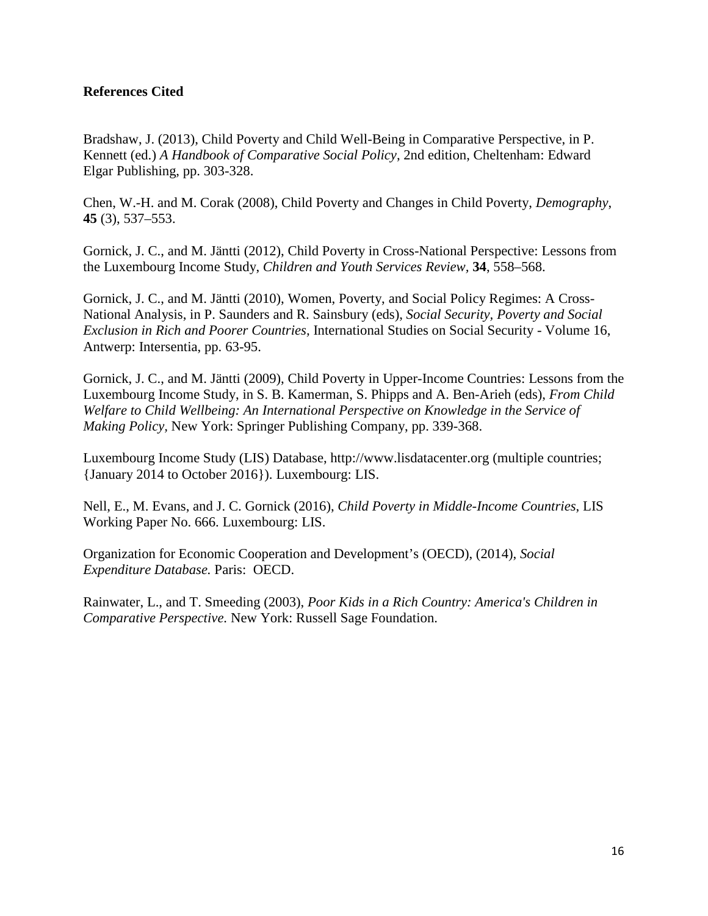**References Cited**

Bradshaw, J. (2013), Child Poverty and Child Well-Being in Comparative Perspective, in P. Kennett (ed.) *A Handbook of Comparative Social Policy*, 2nd edition, Cheltenham: Edward Elgar Publishing, pp. 303-328.

Chen, W.-H. and M. Corak (2008), Child Poverty and Changes in Child Poverty, *Demography*, **45** (3), 537–553.

Gornick, J. C., and M. Jäntti (2012), Child Poverty in Cross-National Perspective: Lessons from the Luxembourg Income Study, *Children and Youth Services Review*, **34**, 558–568.

Gornick, J. C., and M. Jäntti (2010), Women, Poverty, and Social Policy Regimes: A Cross-National Analysis, in P. Saunders and R. Sainsbury (eds), *Social Security, Poverty and Social Exclusion in Rich and Poorer Countries,* International Studies on Social Security - Volume 16, Antwerp: Intersentia, pp. 63-95.

Gornick, J. C., and M. Jäntti (2009), Child Poverty in Upper-Income Countries: Lessons from the Luxembourg Income Study, in S. B. Kamerman, S. Phipps and A. Ben-Arieh (eds), *From Child Welfare to Child Wellbeing: An International Perspective on Knowledge in the Service of Making Policy,* New York: Springer Publishing Company, pp. 339-368.

Luxembourg Income Study (LIS) Database, http://www.lisdatacenter.org (multiple countries; {January 2014 to October 2016}). Luxembourg: LIS.

Nell, E., M. Evans, and J. C. Gornick (2016), *Child Poverty in Middle-Income Countries*, LIS Working Paper No. 666. Luxembourg: LIS.

Organization for Economic Cooperation and Development's (OECD), (2014), *Social Expenditure Database.* Paris: OECD.

Rainwater, L., and T. Smeeding (2003), *Poor Kids in a Rich Country: America's Children in Comparative Perspective.* New York: Russell Sage Foundation.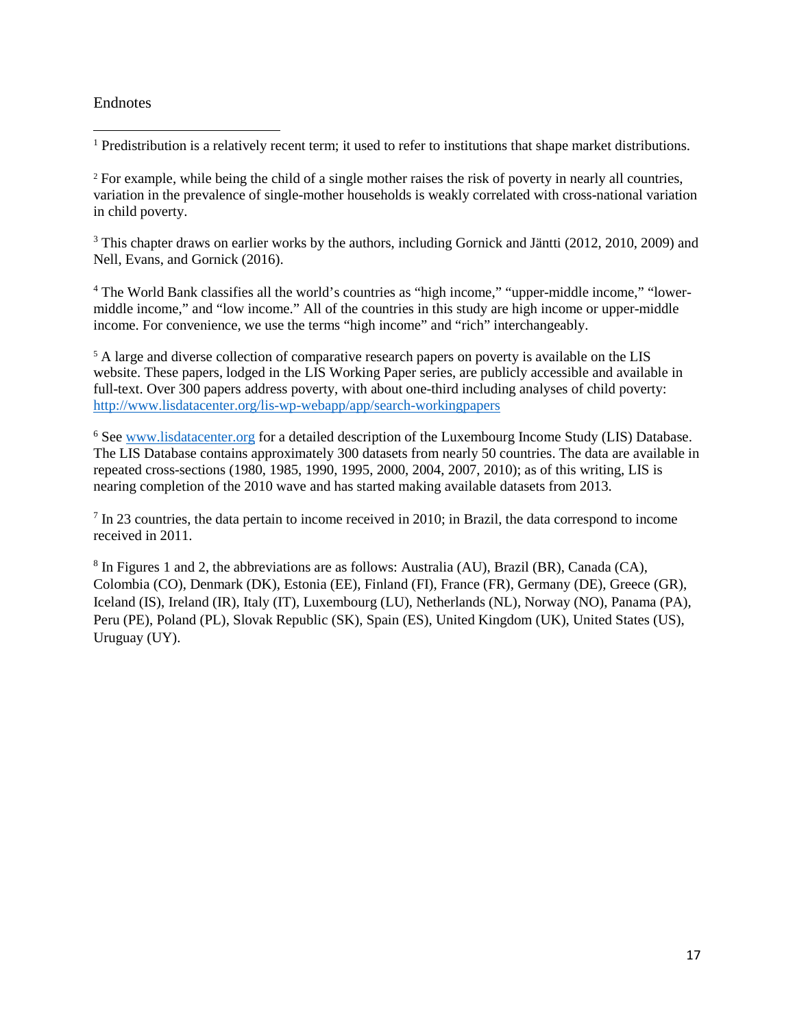Endnotes

[1] Predistribution is a relatively recent term; it used to refer to institutions that shape market distributions.

[2] For example, while being the child of a single mother raises the risk of poverty in nearly all countries, variation in the prevalence of single-mother households is weakly correlated with cross-national variation in child poverty.

[3] This chapter draws on earlier works by the authors, including Gornick and Jäntti (2012, 2010, 2009) and Nell, Evans, and Gornick (2016).

[4] The World Bank classifies all the world's countries as "high income," "upper-middle income," "lower-middle income," and "low income." All of the countries in this study are high income or upper-middle income. For convenience, we use the terms "high income" and "rich" interchangeably.

[5] A large and diverse collection of comparative research papers on poverty is available on the LIS website. These papers, lodged in the LIS Working Paper series, are publicly accessible and available in full-text. Over 300 papers address poverty, with about one-third including analyses of child poverty: http://www.lisdatacenter.org/lis-wp-webapp/app/search-workingpapers

[6] See www.lisdatacenter.org for a detailed description of the Luxembourg Income Study (LIS) Database. The LIS Database contains approximately 300 datasets from nearly 50 countries. The data are available in repeated cross-sections (1980, 1985, 1990, 1995, 2000, 2004, 2007, 2010); as of this writing, LIS is nearing completion of the 2010 wave and has started making available datasets from 2013.

[7] In 23 countries, the data pertain to income received in 2010; in Brazil, the data correspond to income received in 2011.

[8] In Figures 1 and 2, the abbreviations are as follows: Australia (AU), Brazil (BR), Canada (CA), Colombia (CO), Denmark (DK), Estonia (EE), Finland (FI), France (FR), Germany (DE), Greece (GR), Iceland (IS), Ireland (IR), Italy (IT), Luxembourg (LU), Netherlands (NL), Norway (NO), Panama (PA), Peru (PE), Poland (PL), Slovak Republic (SK), Spain (ES), United Kingdom (UK), United States (US), Uruguay (UY).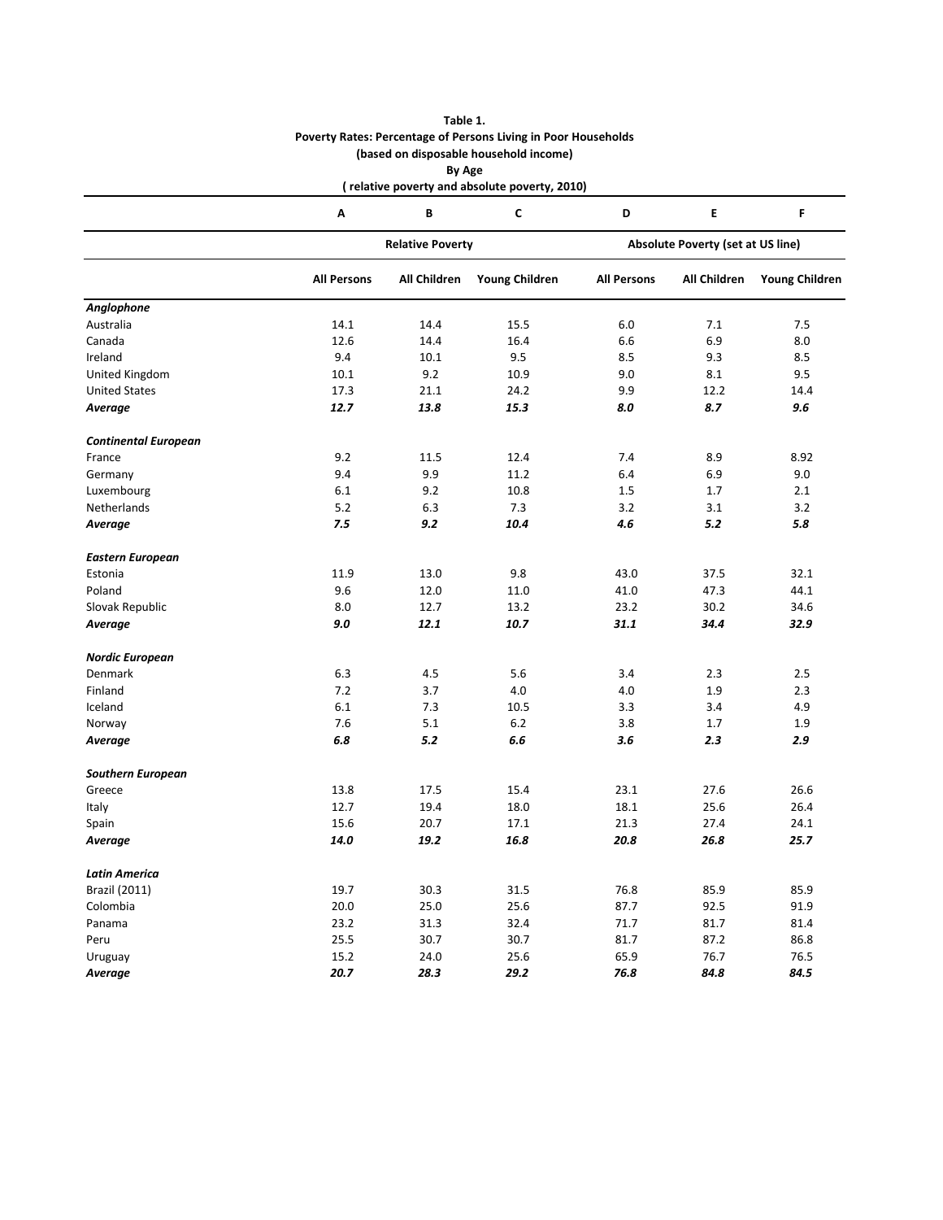**Table 1.**
**Poverty Rates: Percentage of Persons Living in Poor Households**
**(based on disposable household income)**
**By Age**
**( relative poverty and absolute poverty, 2010)**

| | A | B | C | D | E | F |
|---|---|---|---|---|---|---|
| | **Relative Poverty** | | | **Absolute Poverty (set at US line)** | | |
| | **All Persons** | **All Children** | **Young Children** | **All Persons** | **All Children** | **Young Children** |
| ***Anglophone*** | | | | | | |
| Australia | 14.1 | 14.4 | 15.5 | 6.0 | 7.1 | 7.5 |
| Canada | 12.6 | 14.4 | 16.4 | 6.6 | 6.9 | 8.0 |
| Ireland | 9.4 | 10.1 | 9.5 | 8.5 | 9.3 | 8.5 |
| United Kingdom | 10.1 | 9.2 | 10.9 | 9.0 | 8.1 | 9.5 |
| United States | 17.3 | 21.1 | 24.2 | 9.9 | 12.2 | 14.4 |
| ***Average*** | ***12.7*** | ***13.8*** | ***15.3*** | ***8.0*** | ***8.7*** | ***9.6*** |
| ***Continental European*** | | | | | | |
| France | 9.2 | 11.5 | 12.4 | 7.4 | 8.9 | 8.92 |
| Germany | 9.4 | 9.9 | 11.2 | 6.4 | 6.9 | 9.0 |
| Luxembourg | 6.1 | 9.2 | 10.8 | 1.5 | 1.7 | 2.1 |
| Netherlands | 5.2 | 6.3 | 7.3 | 3.2 | 3.1 | 3.2 |
| ***Average*** | ***7.5*** | ***9.2*** | ***10.4*** | ***4.6*** | ***5.2*** | ***5.8*** |
| ***Eastern European*** | | | | | | |
| Estonia | 11.9 | 13.0 | 9.8 | 43.0 | 37.5 | 32.1 |
| Poland | 9.6 | 12.0 | 11.0 | 41.0 | 47.3 | 44.1 |
| Slovak Republic | 8.0 | 12.7 | 13.2 | 23.2 | 30.2 | 34.6 |
| ***Average*** | ***9.0*** | ***12.1*** | ***10.7*** | ***31.1*** | ***34.4*** | ***32.9*** |
| ***Nordic European*** | | | | | | |
| Denmark | 6.3 | 4.5 | 5.6 | 3.4 | 2.3 | 2.5 |
| Finland | 7.2 | 3.7 | 4.0 | 4.0 | 1.9 | 2.3 |
| Iceland | 6.1 | 7.3 | 10.5 | 3.3 | 3.4 | 4.9 |
| Norway | 7.6 | 5.1 | 6.2 | 3.8 | 1.7 | 1.9 |
| ***Average*** | ***6.8*** | ***5.2*** | ***6.6*** | ***3.6*** | ***2.3*** | ***2.9*** |
| ***Southern European*** | | | | | | |
| Greece | 13.8 | 17.5 | 15.4 | 23.1 | 27.6 | 26.6 |
| Italy | 12.7 | 19.4 | 18.0 | 18.1 | 25.6 | 26.4 |
| Spain | 15.6 | 20.7 | 17.1 | 21.3 | 27.4 | 24.1 |
| ***Average*** | ***14.0*** | ***19.2*** | ***16.8*** | ***20.8*** | ***26.8*** | ***25.7*** |
| ***Latin America*** | | | | | | |
| Brazil (2011) | 19.7 | 30.3 | 31.5 | 76.8 | 85.9 | 85.9 |
| Colombia | 20.0 | 25.0 | 25.6 | 87.7 | 92.5 | 91.9 |
| Panama | 23.2 | 31.3 | 32.4 | 71.7 | 81.7 | 81.4 |
| Peru | 25.5 | 30.7 | 30.7 | 81.7 | 87.2 | 86.8 |
| Uruguay | 15.2 | 24.0 | 25.6 | 65.9 | 76.7 | 76.5 |
| ***Average*** | ***20.7*** | ***28.3*** | ***29.2*** | ***76.8*** | ***84.8*** | ***84.5*** |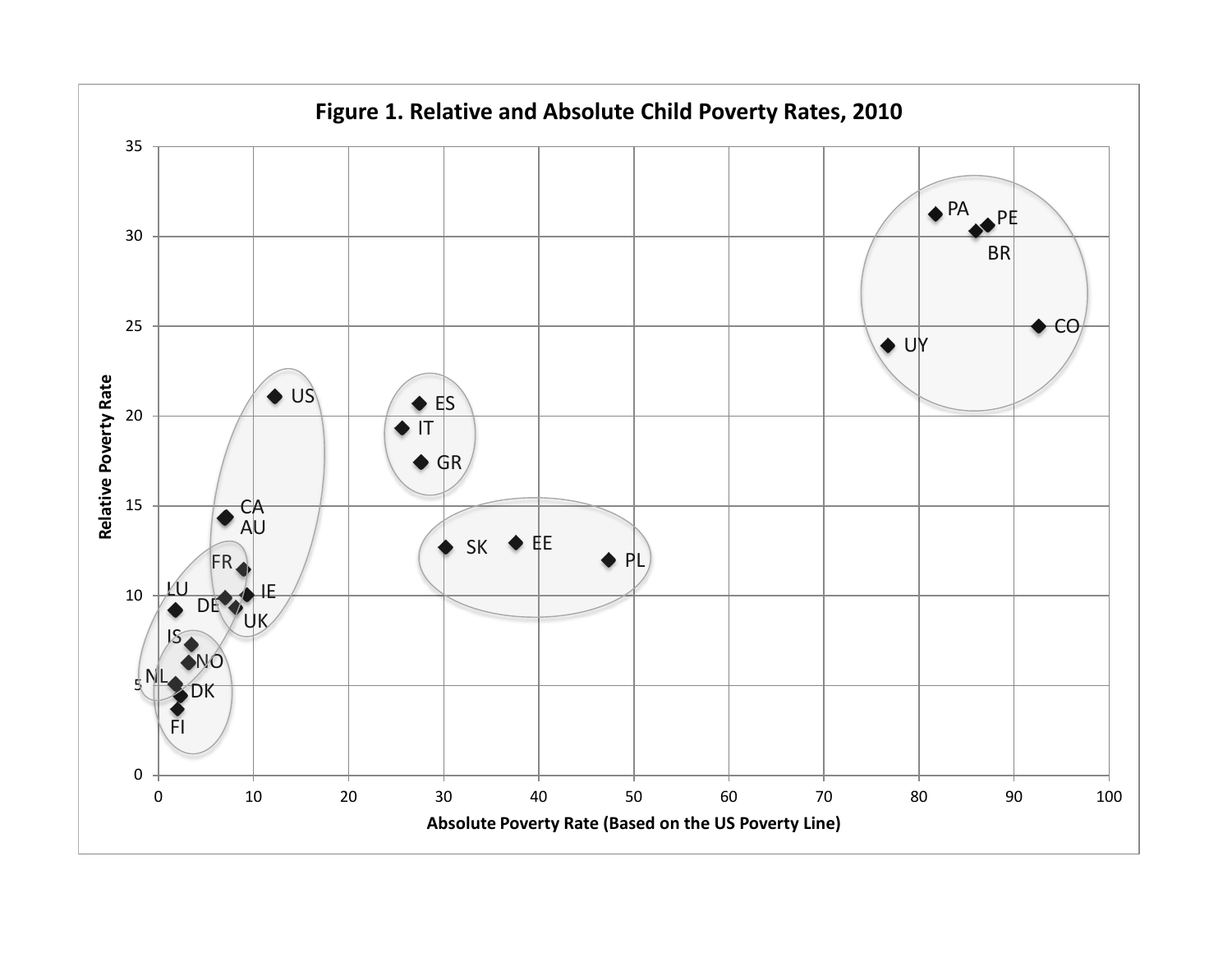**Figure 1. Relative and Absolute Child Poverty Rates, 2010**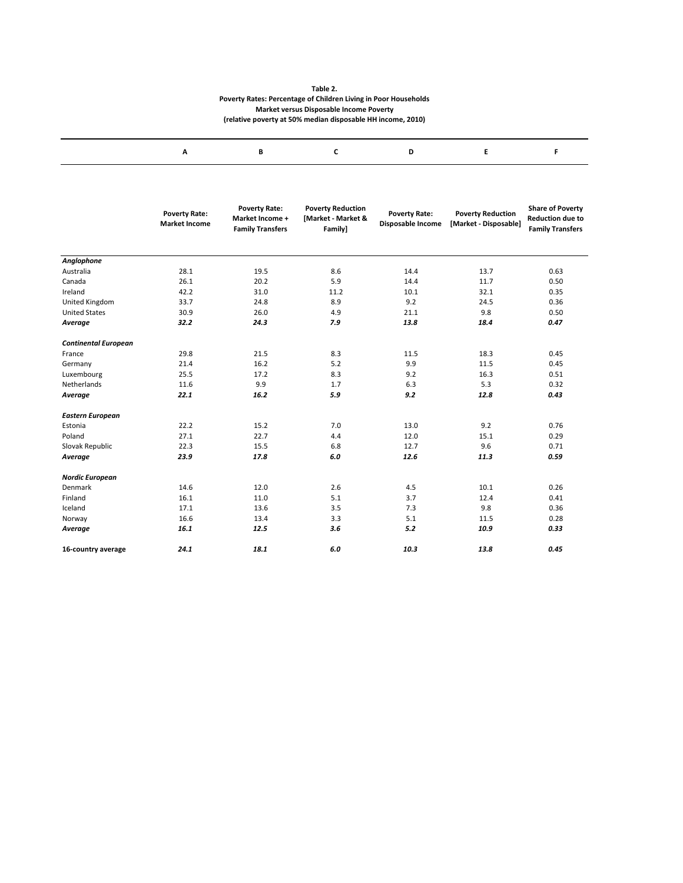**Table 2.**
**Poverty Rates: Percentage of Children Living in Poor Households**
**Market versus Disposable Income Poverty**
**(relative poverty at 50% median disposable HH income, 2010)**

| | A | B | C | D | E | F |
|---|---|---|---|---|---|---|
| | **Poverty Rate: Market Income** | **Poverty Rate: Market Income + Family Transfers** | **Poverty Reduction [Market - Market & Family]** | **Poverty Rate: Disposable Income** | **Poverty Reduction [Market - Disposable]** | **Share of Poverty Reduction due to Family Transfers** |
| ***Anglophone*** | | | | | | |
| Australia | 28.1 | 19.5 | 8.6 | 14.4 | 13.7 | 0.63 |
| Canada | 26.1 | 20.2 | 5.9 | 14.4 | 11.7 | 0.50 |
| Ireland | 42.2 | 31.0 | 11.2 | 10.1 | 32.1 | 0.35 |
| United Kingdom | 33.7 | 24.8 | 8.9 | 9.2 | 24.5 | 0.36 |
| United States | 30.9 | 26.0 | 4.9 | 21.1 | 9.8 | 0.50 |
| ***Average*** | ***32.2*** | ***24.3*** | ***7.9*** | ***13.8*** | ***18.4*** | ***0.47*** |
| ***Continental European*** | | | | | | |
| France | 29.8 | 21.5 | 8.3 | 11.5 | 18.3 | 0.45 |
| Germany | 21.4 | 16.2 | 5.2 | 9.9 | 11.5 | 0.45 |
| Luxembourg | 25.5 | 17.2 | 8.3 | 9.2 | 16.3 | 0.51 |
| Netherlands | 11.6 | 9.9 | 1.7 | 6.3 | 5.3 | 0.32 |
| ***Average*** | ***22.1*** | ***16.2*** | ***5.9*** | ***9.2*** | ***12.8*** | ***0.43*** |
| ***Eastern European*** | | | | | | |
| Estonia | 22.2 | 15.2 | 7.0 | 13.0 | 9.2 | 0.76 |
| Poland | 27.1 | 22.7 | 4.4 | 12.0 | 15.1 | 0.29 |
| Slovak Republic | 22.3 | 15.5 | 6.8 | 12.7 | 9.6 | 0.71 |
| ***Average*** | ***23.9*** | ***17.8*** | ***6.0*** | ***12.6*** | ***11.3*** | ***0.59*** |
| ***Nordic European*** | | | | | | |
| Denmark | 14.6 | 12.0 | 2.6 | 4.5 | 10.1 | 0.26 |
| Finland | 16.1 | 11.0 | 5.1 | 3.7 | 12.4 | 0.41 |
| Iceland | 17.1 | 13.6 | 3.5 | 7.3 | 9.8 | 0.36 |
| Norway | 16.6 | 13.4 | 3.3 | 5.1 | 11.5 | 0.28 |
| ***Average*** | ***16.1*** | ***12.5*** | ***3.6*** | ***5.2*** | ***10.9*** | ***0.33*** |
| **16-country average** | ***24.1*** | ***18.1*** | ***6.0*** | ***10.3*** | ***13.8*** | ***0.45*** |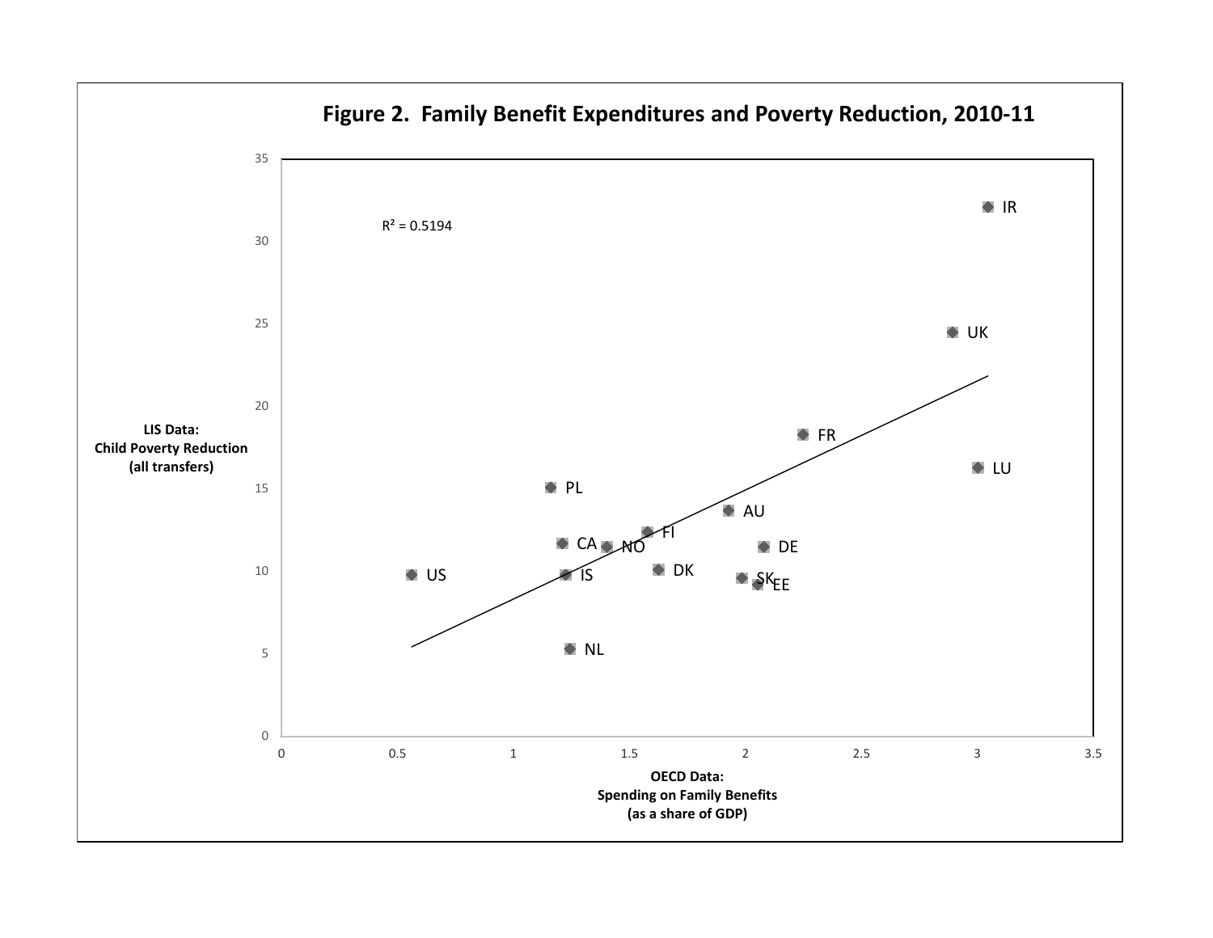## Figure 2. Family Benefit Expenditures and Poverty Reduction, 2010-11

$R^2 = 0.5194$

LIS Data: Child Poverty Reduction (all transfers)

OECD Data: Spending on Family Benefits (as a share of GDP)

IR, UK, FR, LU, PL, AU, FI, CA, NO, DE, US, IS, DK, SK, EE, NL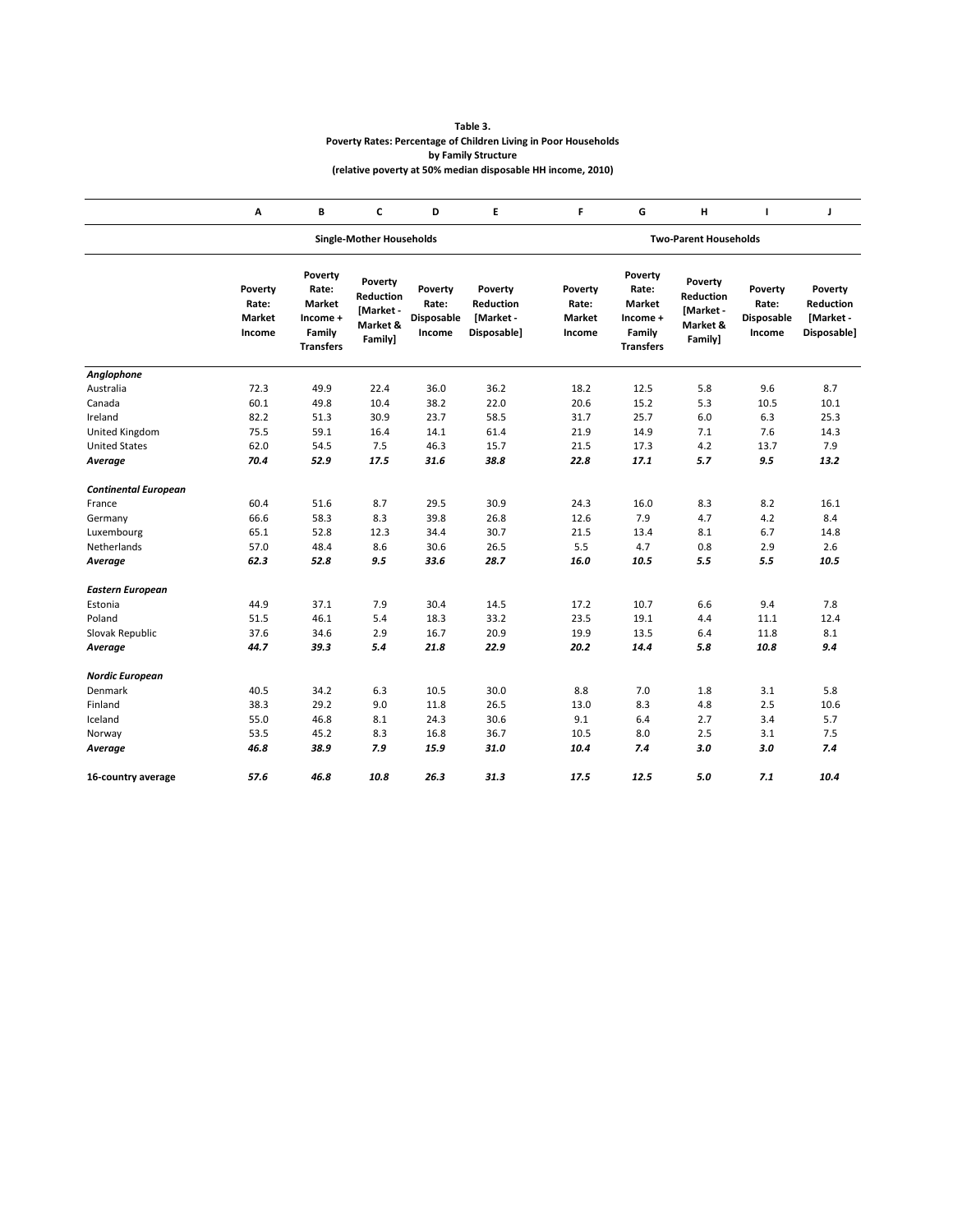**Table 3.**
**Poverty Rates: Percentage of Children Living in Poor Households**
**by Family Structure**
**(relative poverty at 50% median disposable HH income, 2010)**

| | A | B | C | D | E | F | G | H | I | J |
|---|---|---|---|---|---|---|---|---|---|---|
| | **Single-Mother Households** | | | | | **Two-Parent Households** | | | | |
| | **Poverty Rate: Market Income** | **Poverty Rate: Market Income + Family Transfers** | **Poverty Reduction [Market - Market & Family]** | **Poverty Rate: Disposable Income** | **Poverty Reduction [Market - Disposable]** | **Poverty Rate: Market Income** | **Poverty Rate: Market Income + Family Transfers** | **Poverty Reduction [Market - Market & Family]** | **Poverty Rate: Disposable Income** | **Poverty Reduction [Market - Disposable]** |
| ***Anglophone*** | | | | | | | | | | |
| Australia | 72.3 | 49.9 | 22.4 | 36.0 | 36.2 | 18.2 | 12.5 | 5.8 | 9.6 | 8.7 |
| Canada | 60.1 | 49.8 | 10.4 | 38.2 | 22.0 | 20.6 | 15.2 | 5.3 | 10.5 | 10.1 |
| Ireland | 82.2 | 51.3 | 30.9 | 23.7 | 58.5 | 31.7 | 25.7 | 6.0 | 6.3 | 25.3 |
| United Kingdom | 75.5 | 59.1 | 16.4 | 14.1 | 61.4 | 21.9 | 14.9 | 7.1 | 7.6 | 14.3 |
| United States | 62.0 | 54.5 | 7.5 | 46.3 | 15.7 | 21.5 | 17.3 | 4.2 | 13.7 | 7.9 |
| ***Average*** | ***70.4*** | ***52.9*** | ***17.5*** | ***31.6*** | ***38.8*** | ***22.8*** | ***17.1*** | ***5.7*** | ***9.5*** | ***13.2*** |
| ***Continental European*** | | | | | | | | | | |
| France | 60.4 | 51.6 | 8.7 | 29.5 | 30.9 | 24.3 | 16.0 | 8.3 | 8.2 | 16.1 |
| Germany | 66.6 | 58.3 | 8.3 | 39.8 | 26.8 | 12.6 | 7.9 | 4.7 | 4.2 | 8.4 |
| Luxembourg | 65.1 | 52.8 | 12.3 | 34.4 | 30.7 | 21.5 | 13.4 | 8.1 | 6.7 | 14.8 |
| Netherlands | 57.0 | 48.4 | 8.6 | 30.6 | 26.5 | 5.5 | 4.7 | 0.8 | 2.9 | 2.6 |
| ***Average*** | ***62.3*** | ***52.8*** | ***9.5*** | ***33.6*** | ***28.7*** | ***16.0*** | ***10.5*** | ***5.5*** | ***5.5*** | ***10.5*** |
| ***Eastern European*** | | | | | | | | | | |
| Estonia | 44.9 | 37.1 | 7.9 | 30.4 | 14.5 | 17.2 | 10.7 | 6.6 | 9.4 | 7.8 |
| Poland | 51.5 | 46.1 | 5.4 | 18.3 | 33.2 | 23.5 | 19.1 | 4.4 | 11.1 | 12.4 |
| Slovak Republic | 37.6 | 34.6 | 2.9 | 16.7 | 20.9 | 19.9 | 13.5 | 6.4 | 11.8 | 8.1 |
| ***Average*** | ***44.7*** | ***39.3*** | ***5.4*** | ***21.8*** | ***22.9*** | ***20.2*** | ***14.4*** | ***5.8*** | ***10.8*** | ***9.4*** |
| ***Nordic European*** | | | | | | | | | | |
| Denmark | 40.5 | 34.2 | 6.3 | 10.5 | 30.0 | 8.8 | 7.0 | 1.8 | 3.1 | 5.8 |
| Finland | 38.3 | 29.2 | 9.0 | 11.8 | 26.5 | 13.0 | 8.3 | 4.8 | 2.5 | 10.6 |
| Iceland | 55.0 | 46.8 | 8.1 | 24.3 | 30.6 | 9.1 | 6.4 | 2.7 | 3.4 | 5.7 |
| Norway | 53.5 | 45.2 | 8.3 | 16.8 | 36.7 | 10.5 | 8.0 | 2.5 | 3.1 | 7.5 |
| ***Average*** | ***46.8*** | ***38.9*** | ***7.9*** | ***15.9*** | ***31.0*** | ***10.4*** | ***7.4*** | ***3.0*** | ***3.0*** | ***7.4*** |
| **16-country average** | ***57.6*** | ***46.8*** | ***10.8*** | ***26.3*** | ***31.3*** | ***17.5*** | ***12.5*** | ***5.0*** | ***7.1*** | ***10.4*** |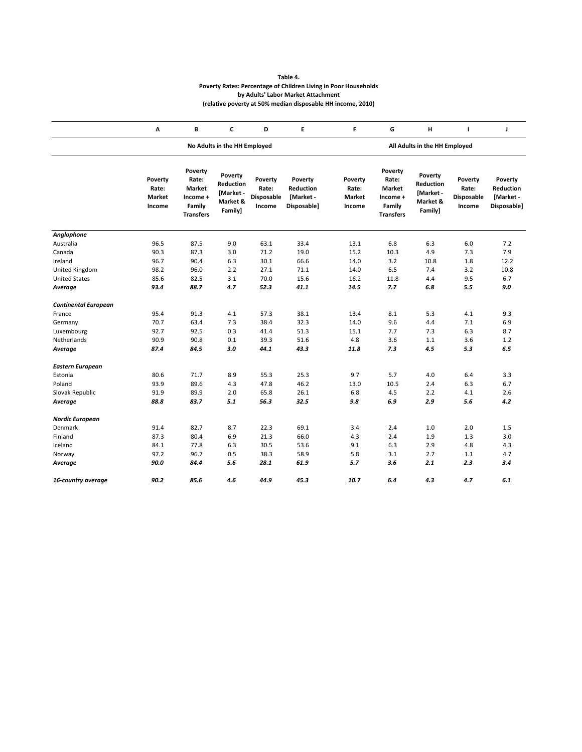**Table 4.**
**Poverty Rates: Percentage of Children Living in Poor Households**
**by Adults' Labor Market Attachment**
**(relative poverty at 50% median disposable HH income, 2010)**

| | A | B | C | D | E | F | G | H | I | J |
|---|---|---|---|---|---|---|---|---|---|---|
| | No Adults in the HH Employed | | | | | All Adults in the HH Employed | | | | |
| | Poverty Rate: Market Income | Poverty Rate: Market Income + Family Transfers | Poverty Reduction [Market - Market & Family] | Poverty Rate: Disposable Income | Poverty Reduction [Market - Disposable] | Poverty Rate: Market Income | Poverty Rate: Market Income + Family Transfers | Poverty Reduction [Market - Market & Family] | Poverty Rate: Disposable Income | Poverty Reduction [Market - Disposable] |
| ***Anglophone*** | | | | | | | | | | |
| Australia | 96.5 | 87.5 | 9.0 | 63.1 | 33.4 | 13.1 | 6.8 | 6.3 | 6.0 | 7.2 |
| Canada | 90.3 | 87.3 | 3.0 | 71.2 | 19.0 | 15.2 | 10.3 | 4.9 | 7.3 | 7.9 |
| Ireland | 96.7 | 90.4 | 6.3 | 30.1 | 66.6 | 14.0 | 3.2 | 10.8 | 1.8 | 12.2 |
| United Kingdom | 98.2 | 96.0 | 2.2 | 27.1 | 71.1 | 14.0 | 6.5 | 7.4 | 3.2 | 10.8 |
| United States | 85.6 | 82.5 | 3.1 | 70.0 | 15.6 | 16.2 | 11.8 | 4.4 | 9.5 | 6.7 |
| ***Average*** | ***93.4*** | ***88.7*** | ***4.7*** | ***52.3*** | ***41.1*** | ***14.5*** | ***7.7*** | ***6.8*** | ***5.5*** | ***9.0*** |
| ***Continental European*** | | | | | | | | | | |
| France | 95.4 | 91.3 | 4.1 | 57.3 | 38.1 | 13.4 | 8.1 | 5.3 | 4.1 | 9.3 |
| Germany | 70.7 | 63.4 | 7.3 | 38.4 | 32.3 | 14.0 | 9.6 | 4.4 | 7.1 | 6.9 |
| Luxembourg | 92.7 | 92.5 | 0.3 | 41.4 | 51.3 | 15.1 | 7.7 | 7.3 | 6.3 | 8.7 |
| Netherlands | 90.9 | 90.8 | 0.1 | 39.3 | 51.6 | 4.8 | 3.6 | 1.1 | 3.6 | 1.2 |
| ***Average*** | ***87.4*** | ***84.5*** | ***3.0*** | ***44.1*** | ***43.3*** | ***11.8*** | ***7.3*** | ***4.5*** | ***5.3*** | ***6.5*** |
| ***Eastern European*** | | | | | | | | | | |
| Estonia | 80.6 | 71.7 | 8.9 | 55.3 | 25.3 | 9.7 | 5.7 | 4.0 | 6.4 | 3.3 |
| Poland | 93.9 | 89.6 | 4.3 | 47.8 | 46.2 | 13.0 | 10.5 | 2.4 | 6.3 | 6.7 |
| Slovak Republic | 91.9 | 89.9 | 2.0 | 65.8 | 26.1 | 6.8 | 4.5 | 2.2 | 4.1 | 2.6 |
| ***Average*** | ***88.8*** | ***83.7*** | ***5.1*** | ***56.3*** | ***32.5*** | ***9.8*** | ***6.9*** | ***2.9*** | ***5.6*** | ***4.2*** |
| ***Nordic European*** | | | | | | | | | | |
| Denmark | 91.4 | 82.7 | 8.7 | 22.3 | 69.1 | 3.4 | 2.4 | 1.0 | 2.0 | 1.5 |
| Finland | 87.3 | 80.4 | 6.9 | 21.3 | 66.0 | 4.3 | 2.4 | 1.9 | 1.3 | 3.0 |
| Iceland | 84.1 | 77.8 | 6.3 | 30.5 | 53.6 | 9.1 | 6.3 | 2.9 | 4.8 | 4.3 |
| Norway | 97.2 | 96.7 | 0.5 | 38.3 | 58.9 | 5.8 | 3.1 | 2.7 | 1.1 | 4.7 |
| ***Average*** | ***90.0*** | ***84.4*** | ***5.6*** | ***28.1*** | ***61.9*** | ***5.7*** | ***3.6*** | ***2.1*** | ***2.3*** | ***3.4*** |
| ***16-country average*** | ***90.2*** | ***85.6*** | ***4.6*** | ***44.9*** | ***45.3*** | ***10.7*** | ***6.4*** | ***4.3*** | ***4.7*** | ***6.1*** |